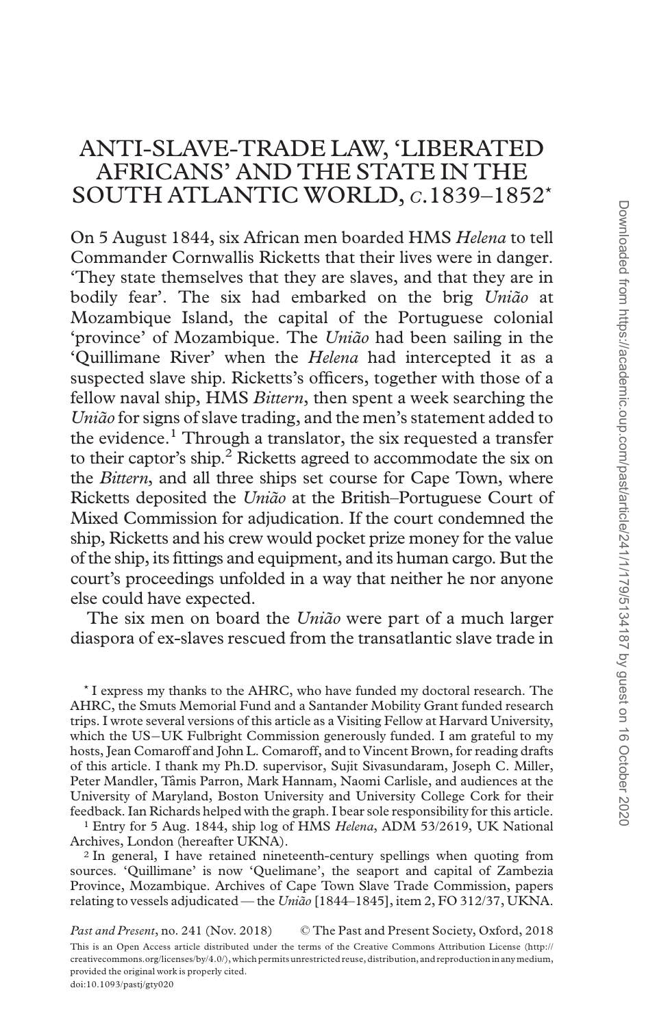# ANTI-SLAVE-TRADE LAW, 'LIBERATED AFRICANS' AND THE STATE IN THE SOUTH ATLANTIC WORLD, *c.*1839–1852*

On 5 August 1844, six African men boarded HMS *Helena* to tell Commander Cornwallis Ricketts that their lives were in danger. 'They state themselves that they are slaves, and that they are in bodily fear'. The six had embarked on the brig *União* at Mozambique Island, the capital of the Portuguese colonial 'province' of Mozambique. The *União* had been sailing in the 'Quillimane River' when the *Helena* had intercepted it as a suspected slave ship. Ricketts's officers, together with those of a fellow naval ship, HMS *Bittern*, then spent a week searching the *União* for signs of slave trading, and the men's statement added to the evidence.[1] Through a translator, the six requested a transfer to their captor's ship.[2] Ricketts agreed to accommodate the six on the *Bittern*, and all three ships set course for Cape Town, where Ricketts deposited the *União* at the British–Portuguese Court of Mixed Commission for adjudication. If the court condemned the ship, Ricketts and his crew would pocket prize money for the value of the ship, its fittings and equipment, and its human cargo. But the court's proceedings unfolded in a way that neither he nor anyone else could have expected.

The six men on board the *União* were part of a much larger diaspora of ex-slaves rescued from the transatlantic slave trade in

---

\* I express my thanks to the AHRC, who have funded my doctoral research. The AHRC, the Smuts Memorial Fund and a Santander Mobility Grant funded research trips. I wrote several versions of this article as a Visiting Fellow at Harvard University, which the US–UK Fulbright Commission generously funded. I am grateful to my hosts, Jean Comaroff and John L. Comaroff, and to Vincent Brown, for reading drafts of this article. I thank my Ph.D. supervisor, Sujit Sivasundaram, Joseph C. Miller, Peter Mandler, Tâmis Parron, Mark Hannam, Naomi Carlisle, and audiences at the University of Maryland, Boston University and University College Cork for their feedback. Ian Richards helped with the graph. I bear sole responsibility for this article.

[1] Entry for 5 Aug. 1844, ship log of HMS *Helena*, ADM 53/2619, UK National Archives, London (hereafter UKNA).

[2] In general, I have retained nineteenth-century spellings when quoting from sources. 'Quillimane' is now 'Quelimane', the seaport and capital of Zambezia Province, Mozambique. Archives of Cape Town Slave Trade Commission, papers relating to vessels adjudicated — the *União* [1844–1845], item 2, FO 312/37, UKNA.

*Past and Present*, no. 241 (Nov. 2018) © The Past and Present Society, Oxford, 2018

This is an Open Access article distributed under the terms of the Creative Commons Attribution License (http://creativecommons.org/licenses/by/4.0/), which permits unrestricted reuse, distribution, and reproduction in any medium, provided the original work is properly cited.

doi:10.1093/pastj/gty020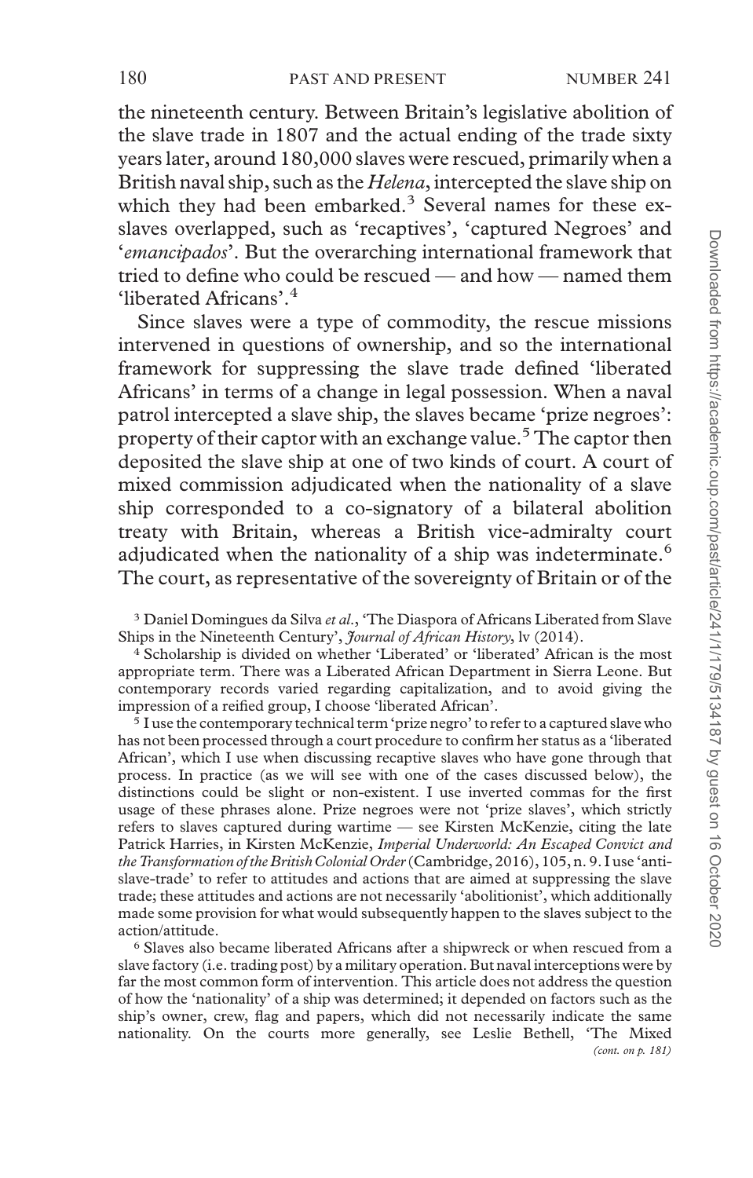the nineteenth century. Between Britain's legislative abolition of the slave trade in 1807 and the actual ending of the trade sixty years later, around 180,000 slaves were rescued, primarily when a British naval ship, such as the *Helena*, intercepted the slave ship on which they had been embarked.[3] Several names for these ex-slaves overlapped, such as 'recaptives', 'captured Negroes' and '*emancipados*'. But the overarching international framework that tried to define who could be rescued — and how — named them 'liberated Africans'.[4]

Since slaves were a type of commodity, the rescue missions intervened in questions of ownership, and so the international framework for suppressing the slave trade defined 'liberated Africans' in terms of a change in legal possession. When a naval patrol intercepted a slave ship, the slaves became 'prize negroes': property of their captor with an exchange value.[5] The captor then deposited the slave ship at one of two kinds of court. A court of mixed commission adjudicated when the nationality of a slave ship corresponded to a co-signatory of a bilateral abolition treaty with Britain, whereas a British vice-admiralty court adjudicated when the nationality of a ship was indeterminate.[6] The court, as representative of the sovereignty of Britain or of the

[3] Daniel Domingues da Silva *et al.*, 'The Diaspora of Africans Liberated from Slave Ships in the Nineteenth Century', *Journal of African History*, lv (2014).

[4] Scholarship is divided on whether 'Liberated' or 'liberated' African is the most appropriate term. There was a Liberated African Department in Sierra Leone. But contemporary records varied regarding capitalization, and to avoid giving the impression of a reified group, I choose 'liberated African'.

[5] I use the contemporary technical term 'prize negro' to refer to a captured slave who has not been processed through a court procedure to confirm her status as a 'liberated African', which I use when discussing recaptive slaves who have gone through that process. In practice (as we will see with one of the cases discussed below), the distinctions could be slight or non-existent. I use inverted commas for the first usage of these phrases alone. Prize negroes were not 'prize slaves', which strictly refers to slaves captured during wartime — see Kirsten McKenzie, citing the late Patrick Harries, in Kirsten McKenzie, *Imperial Underworld: An Escaped Convict and the Transformation of the British Colonial Order* (Cambridge, 2016), 105, n. 9. I use 'anti-slave-trade' to refer to attitudes and actions that are aimed at suppressing the slave trade; these attitudes and actions are not necessarily 'abolitionist', which additionally made some provision for what would subsequently happen to the slaves subject to the action/attitude.

[6] Slaves also became liberated Africans after a shipwreck or when rescued from a slave factory (i.e. trading post) by a military operation. But naval interceptions were by far the most common form of intervention. This article does not address the question of how the 'nationality' of a ship was determined; it depended on factors such as the ship's owner, crew, flag and papers, which did not necessarily indicate the same nationality. On the courts more generally, see Leslie Bethell, 'The Mixed

*(cont. on p. 181)*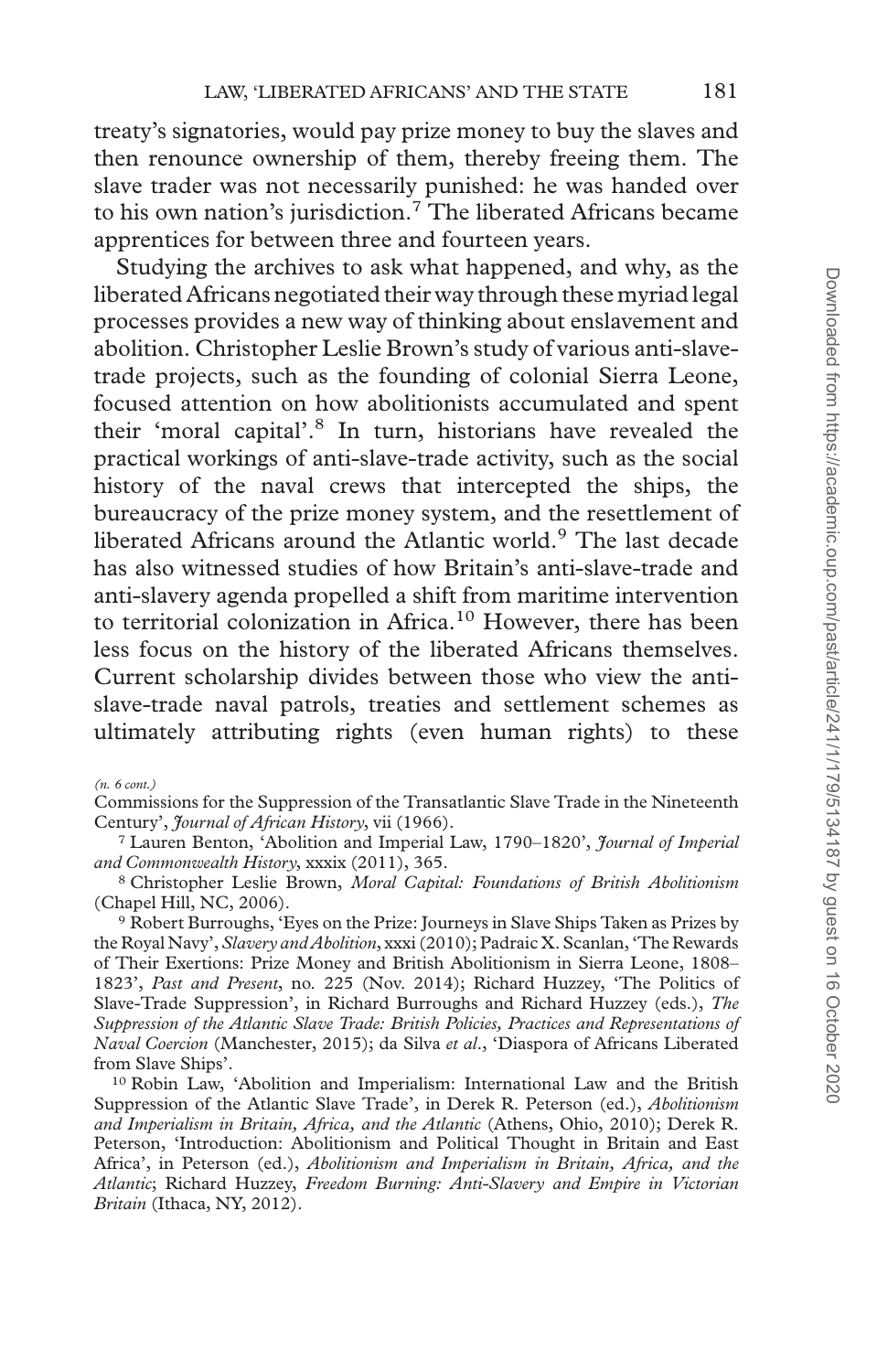treaty's signatories, would pay prize money to buy the slaves and then renounce ownership of them, thereby freeing them. The slave trader was not necessarily punished: he was handed over to his own nation's jurisdiction.[7] The liberated Africans became apprentices for between three and fourteen years.

Studying the archives to ask what happened, and why, as the liberated Africans negotiated their way through these myriad legal processes provides a new way of thinking about enslavement and abolition. Christopher Leslie Brown's study of various anti-slave-trade projects, such as the founding of colonial Sierra Leone, focused attention on how abolitionists accumulated and spent their 'moral capital'.[8] In turn, historians have revealed the practical workings of anti-slave-trade activity, such as the social history of the naval crews that intercepted the ships, the bureaucracy of the prize money system, and the resettlement of liberated Africans around the Atlantic world.[9] The last decade has also witnessed studies of how Britain's anti-slave-trade and anti-slavery agenda propelled a shift from maritime intervention to territorial colonization in Africa.[10] However, there has been less focus on the history of the liberated Africans themselves. Current scholarship divides between those who view the anti-slave-trade naval patrols, treaties and settlement schemes as ultimately attributing rights (even human rights) to these

*(n. 6 cont.)*

Commissions for the Suppression of the Transatlantic Slave Trade in the Nineteenth Century', *Journal of African History*, vii (1966).

[7] Lauren Benton, 'Abolition and Imperial Law, 1790–1820', *Journal of Imperial and Commonwealth History*, xxxix (2011), 365.

[8] Christopher Leslie Brown, *Moral Capital: Foundations of British Abolitionism* (Chapel Hill, NC, 2006).

[9] Robert Burroughs, 'Eyes on the Prize: Journeys in Slave Ships Taken as Prizes by the Royal Navy', *Slavery and Abolition*, xxxi (2010); Padraic X. Scanlan, 'The Rewards of Their Exertions: Prize Money and British Abolitionism in Sierra Leone, 1808–1823', *Past and Present*, no. 225 (Nov. 2014); Richard Huzzey, 'The Politics of Slave-Trade Suppression', in Richard Burroughs and Richard Huzzey (eds.), *The Suppression of the Atlantic Slave Trade: British Policies, Practices and Representations of Naval Coercion* (Manchester, 2015); da Silva *et al*., 'Diaspora of Africans Liberated from Slave Ships'.

[10] Robin Law, 'Abolition and Imperialism: International Law and the British Suppression of the Atlantic Slave Trade', in Derek R. Peterson (ed.), *Abolitionism and Imperialism in Britain, Africa, and the Atlantic* (Athens, Ohio, 2010); Derek R. Peterson, 'Introduction: Abolitionism and Political Thought in Britain and East Africa', in Peterson (ed.), *Abolitionism and Imperialism in Britain, Africa, and the Atlantic*; Richard Huzzey, *Freedom Burning: Anti-Slavery and Empire in Victorian Britain* (Ithaca, NY, 2012).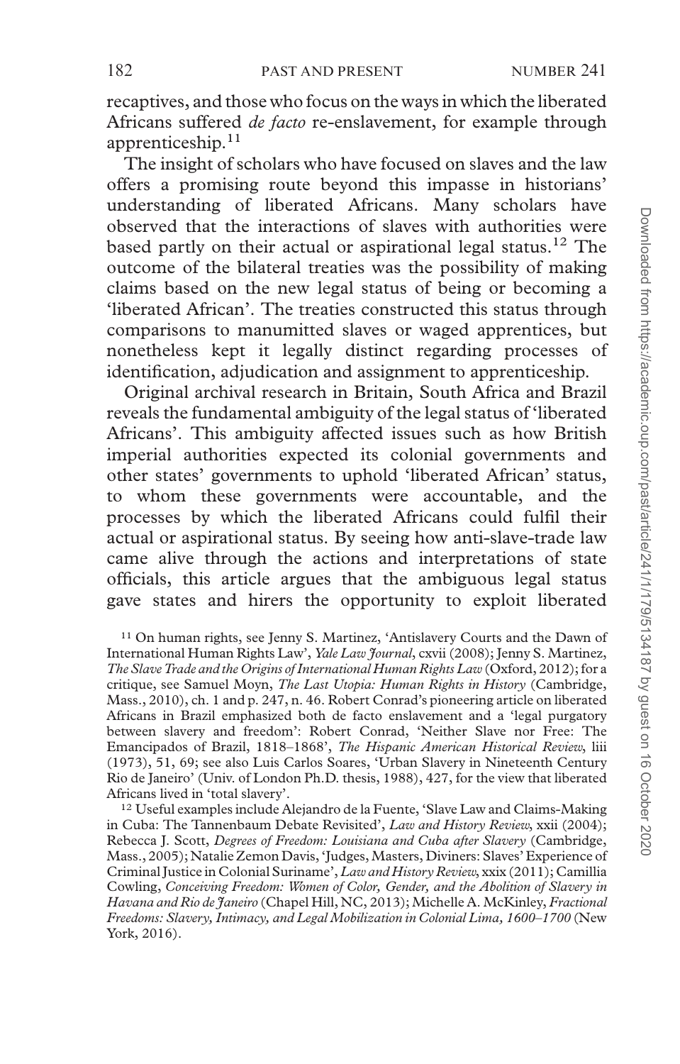recaptives, and those who focus on the ways in which the liberated Africans suffered *de facto* re-enslavement, for example through apprenticeship.[11]

The insight of scholars who have focused on slaves and the law offers a promising route beyond this impasse in historians' understanding of liberated Africans. Many scholars have observed that the interactions of slaves with authorities were based partly on their actual or aspirational legal status.[12] The outcome of the bilateral treaties was the possibility of making claims based on the new legal status of being or becoming a 'liberated African'. The treaties constructed this status through comparisons to manumitted slaves or waged apprentices, but nonetheless kept it legally distinct regarding processes of identification, adjudication and assignment to apprenticeship.

Original archival research in Britain, South Africa and Brazil reveals the fundamental ambiguity of the legal status of 'liberated Africans'. This ambiguity affected issues such as how British imperial authorities expected its colonial governments and other states' governments to uphold 'liberated African' status, to whom these governments were accountable, and the processes by which the liberated Africans could fulfil their actual or aspirational status. By seeing how anti-slave-trade law came alive through the actions and interpretations of state officials, this article argues that the ambiguous legal status gave states and hirers the opportunity to exploit liberated

[11] On human rights, see Jenny S. Martinez, 'Antislavery Courts and the Dawn of International Human Rights Law', *Yale Law Journal*, cxvii (2008); Jenny S. Martinez, *The Slave Trade and the Origins of International Human Rights Law* (Oxford, 2012); for a critique, see Samuel Moyn, *The Last Utopia: Human Rights in History* (Cambridge, Mass., 2010), ch. 1 and p. 247, n. 46. Robert Conrad's pioneering article on liberated Africans in Brazil emphasized both de facto enslavement and a 'legal purgatory between slavery and freedom': Robert Conrad, 'Neither Slave nor Free: The Emancipados of Brazil, 1818–1868', *The Hispanic American Historical Review*, liii (1973), 51, 69; see also Luis Carlos Soares, 'Urban Slavery in Nineteenth Century Rio de Janeiro' (Univ. of London Ph.D. thesis, 1988), 427, for the view that liberated Africans lived in 'total slavery'.

[12] Useful examples include Alejandro de la Fuente, 'Slave Law and Claims-Making in Cuba: The Tannenbaum Debate Revisited', *Law and History Review*, xxii (2004); Rebecca J. Scott, *Degrees of Freedom: Louisiana and Cuba after Slavery* (Cambridge, Mass., 2005); Natalie Zemon Davis, 'Judges, Masters, Diviners: Slaves' Experience of Criminal Justice in Colonial Suriname', *Law and History Review*, xxix (2011); Camillia Cowling, *Conceiving Freedom: Women of Color, Gender, and the Abolition of Slavery in Havana and Rio de Janeiro* (Chapel Hill, NC, 2013); Michelle A. McKinley, *Fractional Freedoms: Slavery, Intimacy, and Legal Mobilization in Colonial Lima, 1600–1700* (New York, 2016).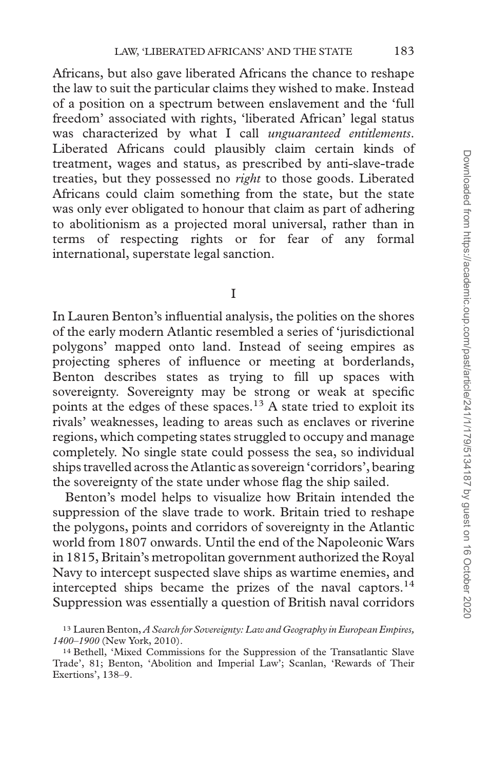Africans, but also gave liberated Africans the chance to reshape the law to suit the particular claims they wished to make. Instead of a position on a spectrum between enslavement and the 'full freedom' associated with rights, 'liberated African' legal status was characterized by what I call *unguaranteed entitlements*. Liberated Africans could plausibly claim certain kinds of treatment, wages and status, as prescribed by anti-slave-trade treaties, but they possessed no *right* to those goods. Liberated Africans could claim something from the state, but the state was only ever obligated to honour that claim as part of adhering to abolitionism as a projected moral universal, rather than in terms of respecting rights or for fear of any formal international, superstate legal sanction.

## I

In Lauren Benton's influential analysis, the polities on the shores of the early modern Atlantic resembled a series of 'jurisdictional polygons' mapped onto land. Instead of seeing empires as projecting spheres of influence or meeting at borderlands, Benton describes states as trying to fill up spaces with sovereignty. Sovereignty may be strong or weak at specific points at the edges of these spaces.[13] A state tried to exploit its rivals' weaknesses, leading to areas such as enclaves or riverine regions, which competing states struggled to occupy and manage completely. No single state could possess the sea, so individual ships travelled across the Atlantic as sovereign 'corridors', bearing the sovereignty of the state under whose flag the ship sailed.

Benton's model helps to visualize how Britain intended the suppression of the slave trade to work. Britain tried to reshape the polygons, points and corridors of sovereignty in the Atlantic world from 1807 onwards. Until the end of the Napoleonic Wars in 1815, Britain's metropolitan government authorized the Royal Navy to intercept suspected slave ships as wartime enemies, and intercepted ships became the prizes of the naval captors.[14] Suppression was essentially a question of British naval corridors

[13] Lauren Benton, *A Search for Sovereignty: Law and Geography in European Empires, 1400–1900* (New York, 2010).

[14] Bethell, 'Mixed Commissions for the Suppression of the Transatlantic Slave Trade', 81; Benton, 'Abolition and Imperial Law'; Scanlan, 'Rewards of Their Exertions', 138–9.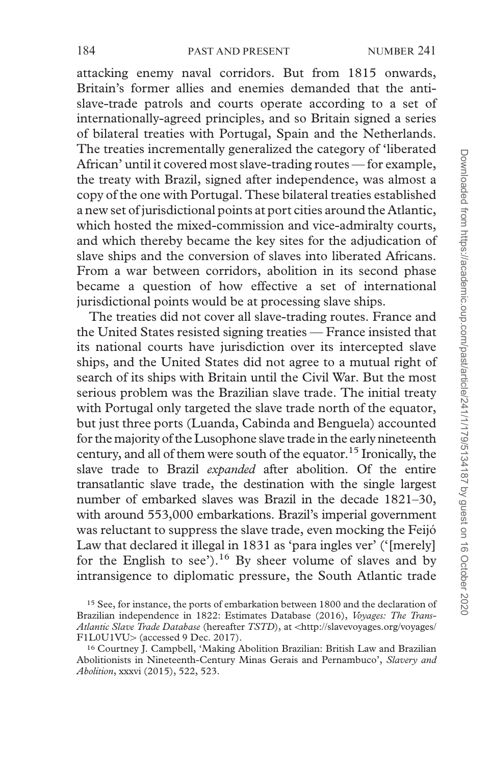attacking enemy naval corridors. But from 1815 onwards, Britain's former allies and enemies demanded that the anti-slave-trade patrols and courts operate according to a set of internationally-agreed principles, and so Britain signed a series of bilateral treaties with Portugal, Spain and the Netherlands. The treaties incrementally generalized the category of 'liberated African' until it covered most slave-trading routes — for example, the treaty with Brazil, signed after independence, was almost a copy of the one with Portugal. These bilateral treaties established a new set of jurisdictional points at port cities around the Atlantic, which hosted the mixed-commission and vice-admiralty courts, and which thereby became the key sites for the adjudication of slave ships and the conversion of slaves into liberated Africans. From a war between corridors, abolition in its second phase became a question of how effective a set of international jurisdictional points would be at processing slave ships.

The treaties did not cover all slave-trading routes. France and the United States resisted signing treaties — France insisted that its national courts have jurisdiction over its intercepted slave ships, and the United States did not agree to a mutual right of search of its ships with Britain until the Civil War. But the most serious problem was the Brazilian slave trade. The initial treaty with Portugal only targeted the slave trade north of the equator, but just three ports (Luanda, Cabinda and Benguela) accounted for the majority of the Lusophone slave trade in the early nineteenth century, and all of them were south of the equator.[15] Ironically, the slave trade to Brazil *expanded* after abolition. Of the entire transatlantic slave trade, the destination with the single largest number of embarked slaves was Brazil in the decade 1821–30, with around 553,000 embarkations. Brazil's imperial government was reluctant to suppress the slave trade, even mocking the Feijó Law that declared it illegal in 1831 as 'para ingles ver' ('[merely] for the English to see').[16] By sheer volume of slaves and by intransigence to diplomatic pressure, the South Atlantic trade

[15] See, for instance, the ports of embarkation between 1800 and the declaration of Brazilian independence in 1822: Estimates Database (2016), *Voyages: The Trans-Atlantic Slave Trade Database* (hereafter *TSTD*), at <http://slavevoyages.org/voyages/F1L0U1VU> (accessed 9 Dec. 2017).

[16] Courtney J. Campbell, 'Making Abolition Brazilian: British Law and Brazilian Abolitionists in Nineteenth-Century Minas Gerais and Pernambuco', *Slavery and Abolition*, xxxvi (2015), 522, 523.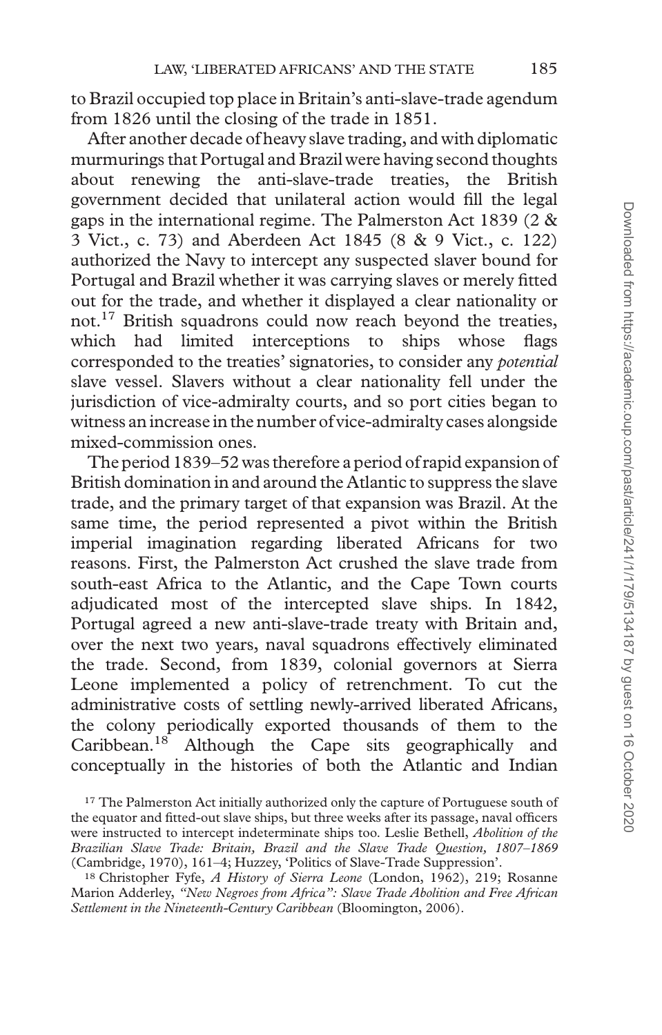to Brazil occupied top place in Britain's anti-slave-trade agendum from 1826 until the closing of the trade in 1851.

After another decade of heavy slave trading, and with diplomatic murmurings that Portugal and Brazil were having second thoughts about renewing the anti-slave-trade treaties, the British government decided that unilateral action would fill the legal gaps in the international regime. The Palmerston Act 1839 (2 & 3 Vict., c. 73) and Aberdeen Act 1845 (8 & 9 Vict., c. 122) authorized the Navy to intercept any suspected slaver bound for Portugal and Brazil whether it was carrying slaves or merely fitted out for the trade, and whether it displayed a clear nationality or not.[17] British squadrons could now reach beyond the treaties, which had limited interceptions to ships whose flags corresponded to the treaties' signatories, to consider any *potential* slave vessel. Slavers without a clear nationality fell under the jurisdiction of vice-admiralty courts, and so port cities began to witness an increase in the number of vice-admiralty cases alongside mixed-commission ones.

The period 1839–52 was therefore a period of rapid expansion of British domination in and around the Atlantic to suppress the slave trade, and the primary target of that expansion was Brazil. At the same time, the period represented a pivot within the British imperial imagination regarding liberated Africans for two reasons. First, the Palmerston Act crushed the slave trade from south-east Africa to the Atlantic, and the Cape Town courts adjudicated most of the intercepted slave ships. In 1842, Portugal agreed a new anti-slave-trade treaty with Britain and, over the next two years, naval squadrons effectively eliminated the trade. Second, from 1839, colonial governors at Sierra Leone implemented a policy of retrenchment. To cut the administrative costs of settling newly-arrived liberated Africans, the colony periodically exported thousands of them to the Caribbean.[18] Although the Cape sits geographically and conceptually in the histories of both the Atlantic and Indian

[17] The Palmerston Act initially authorized only the capture of Portuguese south of the equator and fitted-out slave ships, but three weeks after its passage, naval officers were instructed to intercept indeterminate ships too. Leslie Bethell, *Abolition of the Brazilian Slave Trade: Britain, Brazil and the Slave Trade Question, 1807–1869* (Cambridge, 1970), 161–4; Huzzey, 'Politics of Slave-Trade Suppression'.

[18] Christopher Fyfe, *A History of Sierra Leone* (London, 1962), 219; Rosanne Marion Adderley, *"New Negroes from Africa": Slave Trade Abolition and Free African Settlement in the Nineteenth-Century Caribbean* (Bloomington, 2006).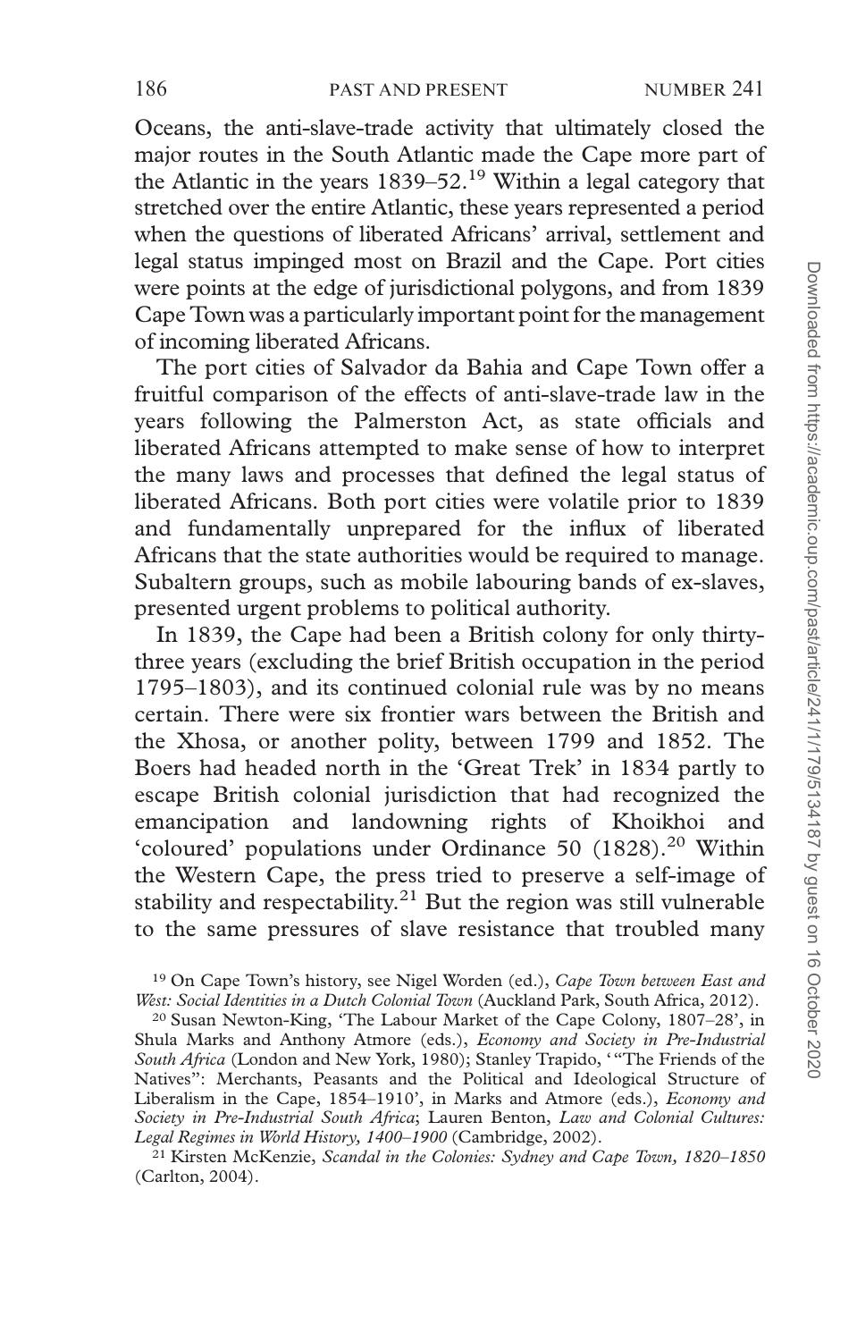Oceans, the anti-slave-trade activity that ultimately closed the major routes in the South Atlantic made the Cape more part of the Atlantic in the years 1839–52.[19] Within a legal category that stretched over the entire Atlantic, these years represented a period when the questions of liberated Africans' arrival, settlement and legal status impinged most on Brazil and the Cape. Port cities were points at the edge of jurisdictional polygons, and from 1839 Cape Town was a particularly important point for the management of incoming liberated Africans.

The port cities of Salvador da Bahia and Cape Town offer a fruitful comparison of the effects of anti-slave-trade law in the years following the Palmerston Act, as state officials and liberated Africans attempted to make sense of how to interpret the many laws and processes that defined the legal status of liberated Africans. Both port cities were volatile prior to 1839 and fundamentally unprepared for the influx of liberated Africans that the state authorities would be required to manage. Subaltern groups, such as mobile labouring bands of ex-slaves, presented urgent problems to political authority.

In 1839, the Cape had been a British colony for only thirty-three years (excluding the brief British occupation in the period 1795–1803), and its continued colonial rule was by no means certain. There were six frontier wars between the British and the Xhosa, or another polity, between 1799 and 1852. The Boers had headed north in the 'Great Trek' in 1834 partly to escape British colonial jurisdiction that had recognized the emancipation and landowning rights of Khoikhoi and 'coloured' populations under Ordinance 50 (1828).[20] Within the Western Cape, the press tried to preserve a self-image of stability and respectability.[21] But the region was still vulnerable to the same pressures of slave resistance that troubled many

[19] On Cape Town's history, see Nigel Worden (ed.), *Cape Town between East and West: Social Identities in a Dutch Colonial Town* (Auckland Park, South Africa, 2012).

[20] Susan Newton-King, 'The Labour Market of the Cape Colony, 1807–28', in Shula Marks and Anthony Atmore (eds.), *Economy and Society in Pre-Industrial South Africa* (London and New York, 1980); Stanley Trapido, '"The Friends of the Natives": Merchants, Peasants and the Political and Ideological Structure of Liberalism in the Cape, 1854–1910', in Marks and Atmore (eds.), *Economy and Society in Pre-Industrial South Africa*; Lauren Benton, *Law and Colonial Cultures: Legal Regimes in World History, 1400–1900* (Cambridge, 2002).

[21] Kirsten McKenzie, *Scandal in the Colonies: Sydney and Cape Town, 1820–1850* (Carlton, 2004).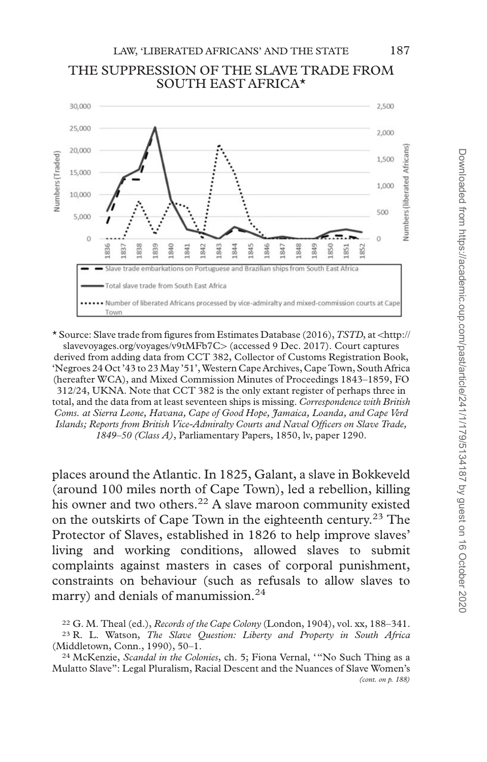THE SUPPRESSION OF THE SLAVE TRADE FROM SOUTH EAST AFRICA*

* Source: Slave trade from figures from Estimates Database (2016), *TSTD*, at <http://slavevoyages.org/voyages/v9tMFb7C> (accessed 9 Dec. 2017). Court captures derived from adding data from CCT 382, Collector of Customs Registration Book, 'Negroes 24 Oct '43 to 23 May '51', Western Cape Archives, Cape Town, South Africa (hereafter WCA), and Mixed Commission Minutes of Proceedings 1843–1859, FO 312/24, UKNA. Note that CCT 382 is the only extant register of perhaps three in total, and the data from at least seventeen ships is missing. *Correspondence with British Coms. at Sierra Leone, Havana, Cape of Good Hope, Jamaica, Loanda, and Cape Verd Islands; Reports from British Vice-Admiralty Courts and Naval Officers on Slave Trade, 1849–50 (Class A)*, Parliamentary Papers, 1850, lv, paper 1290.

places around the Atlantic. In 1825, Galant, a slave in Bokkeveld (around 100 miles north of Cape Town), led a rebellion, killing his owner and two others.[22] A slave maroon community existed on the outskirts of Cape Town in the eighteenth century.[23] The Protector of Slaves, established in 1826 to help improve slaves' living and working conditions, allowed slaves to submit complaints against masters in cases of corporal punishment, constraints on behaviour (such as refusals to allow slaves to marry) and denials of manumission.[24]

[22] G. M. Theal (ed.), *Records of the Cape Colony* (London, 1904), vol. xx, 188–341.

[23] R. L. Watson, *The Slave Question: Liberty and Property in South Africa* (Middletown, Conn., 1990), 50–1.

[24] McKenzie, *Scandal in the Colonies*, ch. 5; Fiona Vernal, '"No Such Thing as a Mulatto Slave": Legal Pluralism, Racial Descent and the Nuances of Slave Women's *(cont. on p. 188)*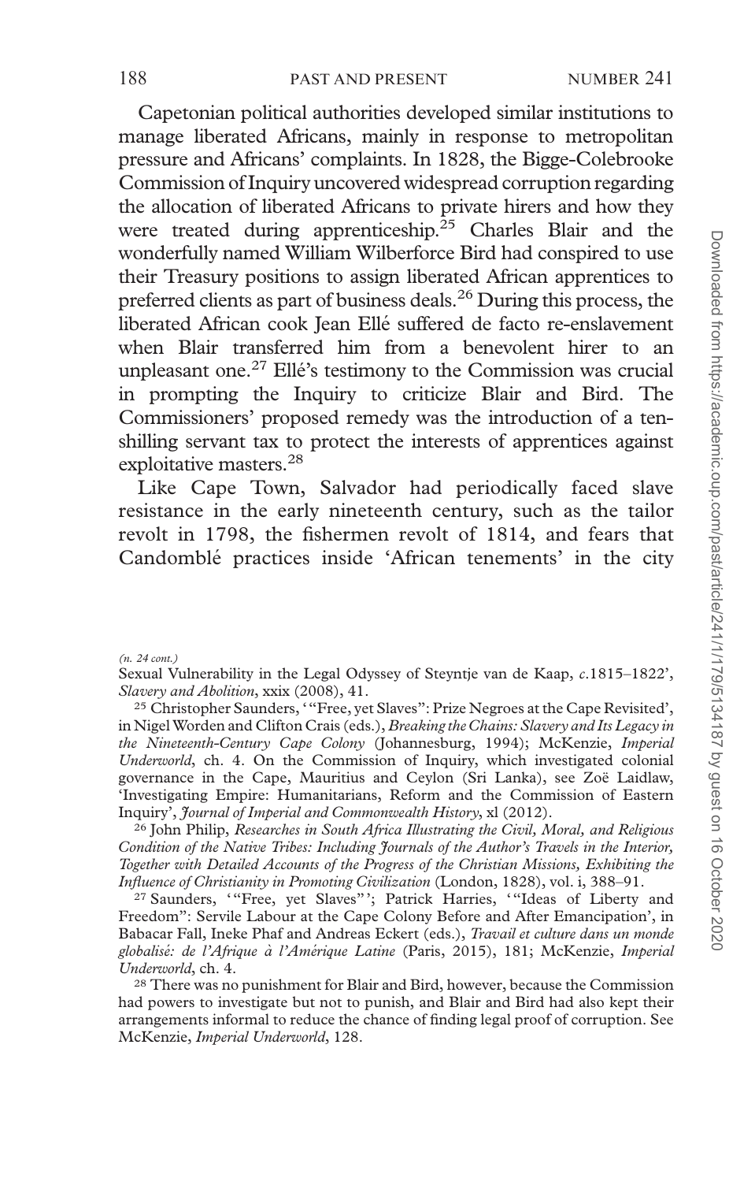Capetonian political authorities developed similar institutions to manage liberated Africans, mainly in response to metropolitan pressure and Africans' complaints. In 1828, the Bigge-Colebrooke Commission of Inquiry uncovered widespread corruption regarding the allocation of liberated Africans to private hirers and how they were treated during apprenticeship.[25] Charles Blair and the wonderfully named William Wilberforce Bird had conspired to use their Treasury positions to assign liberated African apprentices to preferred clients as part of business deals.[26] During this process, the liberated African cook Jean Ellé suffered de facto re-enslavement when Blair transferred him from a benevolent hirer to an unpleasant one.[27] Ellé's testimony to the Commission was crucial in prompting the Inquiry to criticize Blair and Bird. The Commissioners' proposed remedy was the introduction of a ten-shilling servant tax to protect the interests of apprentices against exploitative masters.[28]

Like Cape Town, Salvador had periodically faced slave resistance in the early nineteenth century, such as the tailor revolt in 1798, the fishermen revolt of 1814, and fears that Candomblé practices inside 'African tenements' in the city

*(n. 24 cont.)*
Sexual Vulnerability in the Legal Odyssey of Steyntje van de Kaap, *c.*1815–1822', *Slavery and Abolition*, xxix (2008), 41.

[25] Christopher Saunders, '"Free, yet Slaves": Prize Negroes at the Cape Revisited', in Nigel Worden and Clifton Crais (eds.), *Breaking the Chains: Slavery and Its Legacy in the Nineteenth-Century Cape Colony* (Johannesburg, 1994); McKenzie, *Imperial Underworld*, ch. 4. On the Commission of Inquiry, which investigated colonial governance in the Cape, Mauritius and Ceylon (Sri Lanka), see Zoë Laidlaw, 'Investigating Empire: Humanitarians, Reform and the Commission of Eastern Inquiry', *Journal of Imperial and Commonwealth History*, xl (2012).

[26] John Philip, *Researches in South Africa Illustrating the Civil, Moral, and Religious Condition of the Native Tribes: Including Journals of the Author's Travels in the Interior, Together with Detailed Accounts of the Progress of the Christian Missions, Exhibiting the Influence of Christianity in Promoting Civilization* (London, 1828), vol. i, 388–91.

[27] Saunders, '"Free, yet Slaves"'; Patrick Harries, '"Ideas of Liberty and Freedom": Servile Labour at the Cape Colony Before and After Emancipation', in Babacar Fall, Ineke Phaf and Andreas Eckert (eds.), *Travail et culture dans un monde globalisé: de l'Afrique à l'Amérique Latine* (Paris, 2015), 181; McKenzie, *Imperial Underworld*, ch. 4.

[28] There was no punishment for Blair and Bird, however, because the Commission had powers to investigate but not to punish, and Blair and Bird had also kept their arrangements informal to reduce the chance of finding legal proof of corruption. See McKenzie, *Imperial Underworld*, 128.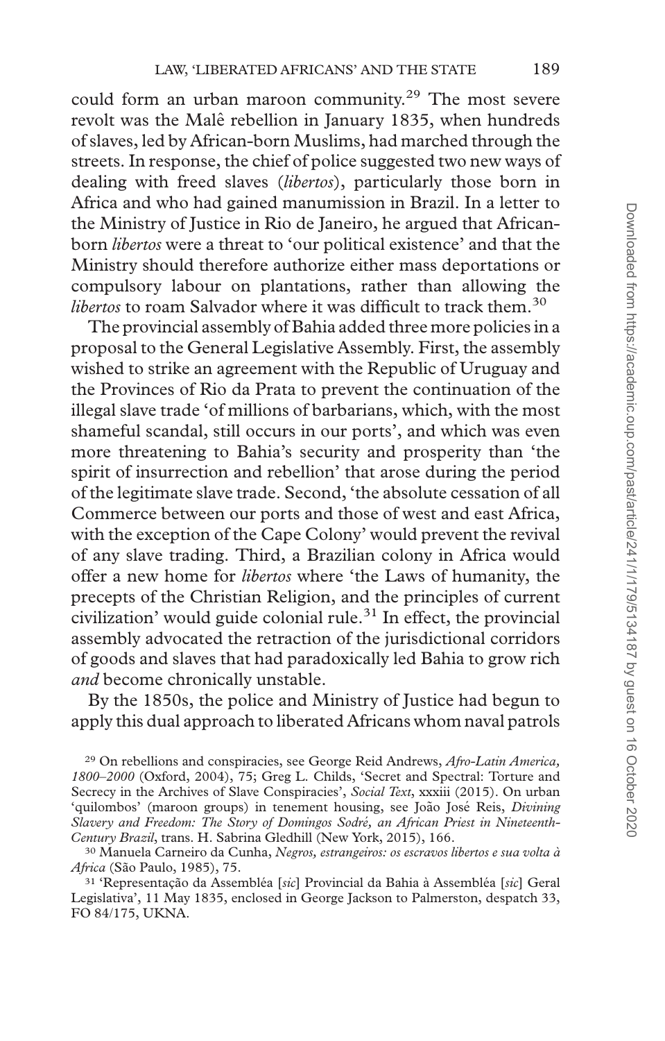could form an urban maroon community.[29] The most severe revolt was the Malê rebellion in January 1835, when hundreds of slaves, led by African-born Muslims, had marched through the streets. In response, the chief of police suggested two new ways of dealing with freed slaves (*libertos*), particularly those born in Africa and who had gained manumission in Brazil. In a letter to the Ministry of Justice in Rio de Janeiro, he argued that African-born *libertos* were a threat to 'our political existence' and that the Ministry should therefore authorize either mass deportations or compulsory labour on plantations, rather than allowing the *libertos* to roam Salvador where it was difficult to track them.[30]

The provincial assembly of Bahia added three more policies in a proposal to the General Legislative Assembly. First, the assembly wished to strike an agreement with the Republic of Uruguay and the Provinces of Rio da Prata to prevent the continuation of the illegal slave trade 'of millions of barbarians, which, with the most shameful scandal, still occurs in our ports', and which was even more threatening to Bahia's security and prosperity than 'the spirit of insurrection and rebellion' that arose during the period of the legitimate slave trade. Second, 'the absolute cessation of all Commerce between our ports and those of west and east Africa, with the exception of the Cape Colony' would prevent the revival of any slave trading. Third, a Brazilian colony in Africa would offer a new home for *libertos* where 'the Laws of humanity, the precepts of the Christian Religion, and the principles of current civilization' would guide colonial rule.[31] In effect, the provincial assembly advocated the retraction of the jurisdictional corridors of goods and slaves that had paradoxically led Bahia to grow rich *and* become chronically unstable.

By the 1850s, the police and Ministry of Justice had begun to apply this dual approach to liberated Africans whom naval patrols

[29] On rebellions and conspiracies, see George Reid Andrews, *Afro-Latin America, 1800–2000* (Oxford, 2004), 75; Greg L. Childs, 'Secret and Spectral: Torture and Secrecy in the Archives of Slave Conspiracies', *Social Text*, xxxiii (2015). On urban 'quilombos' (maroon groups) in tenement housing, see João José Reis, *Divining Slavery and Freedom: The Story of Domingos Sodré, an African Priest in Nineteenth-Century Brazil*, trans. H. Sabrina Gledhill (New York, 2015), 166.

[30] Manuela Carneiro da Cunha, *Negros, estrangeiros: os escravos libertos e sua volta à Africa* (São Paulo, 1985), 75.

[31] 'Representação da Assembléa [*sic*] Provincial da Bahia à Assembléa [*sic*] Geral Legislativa', 11 May 1835, enclosed in George Jackson to Palmerston, despatch 33, FO 84/175, UKNA.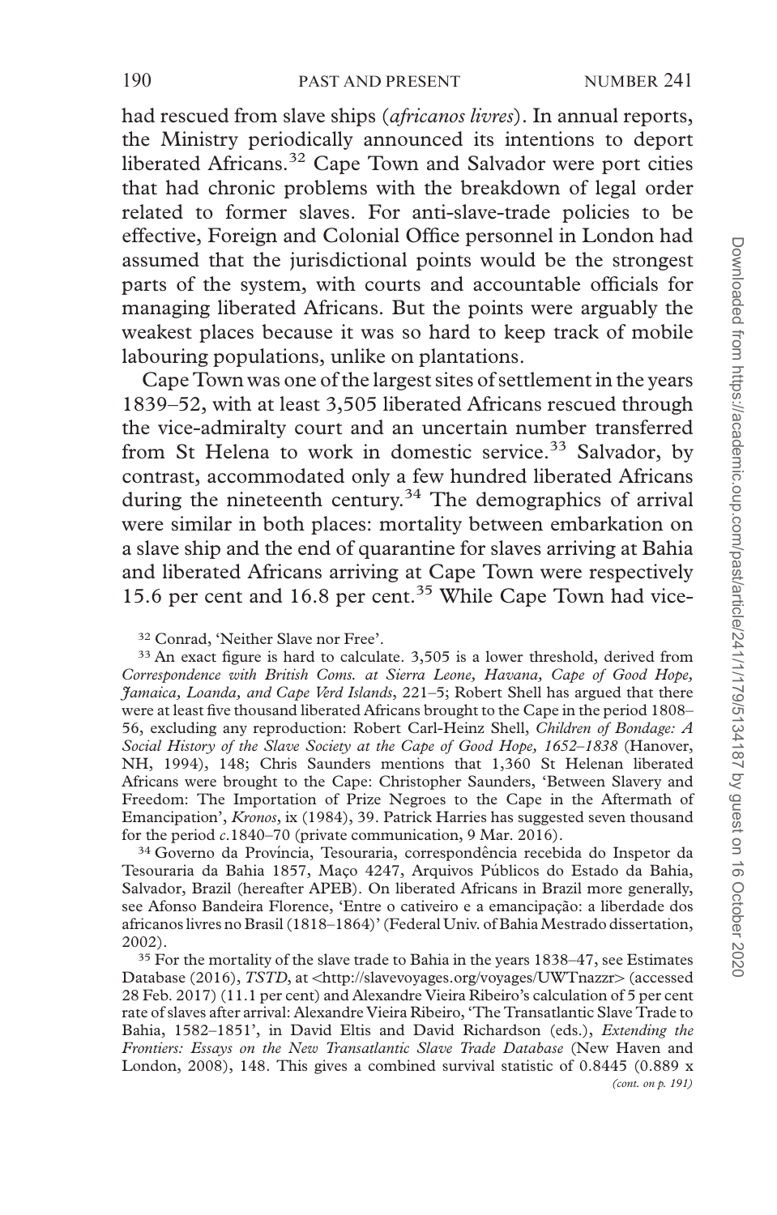had rescued from slave ships (*africanos livres*). In annual reports, the Ministry periodically announced its intentions to deport liberated Africans.[32] Cape Town and Salvador were port cities that had chronic problems with the breakdown of legal order related to former slaves. For anti-slave-trade policies to be effective, Foreign and Colonial Office personnel in London had assumed that the jurisdictional points would be the strongest parts of the system, with courts and accountable officials for managing liberated Africans. But the points were arguably the weakest places because it was so hard to keep track of mobile labouring populations, unlike on plantations.

Cape Town was one of the largest sites of settlement in the years 1839–52, with at least 3,505 liberated Africans rescued through the vice-admiralty court and an uncertain number transferred from St Helena to work in domestic service.[33] Salvador, by contrast, accommodated only a few hundred liberated Africans during the nineteenth century.[34] The demographics of arrival were similar in both places: mortality between embarkation on a slave ship and the end of quarantine for slaves arriving at Bahia and liberated Africans arriving at Cape Town were respectively 15.6 per cent and 16.8 per cent.[35] While Cape Town had vice-

[32] Conrad, 'Neither Slave nor Free'.

[33] An exact figure is hard to calculate. 3,505 is a lower threshold, derived from *Correspondence with British Coms. at Sierra Leone, Havana, Cape of Good Hope, Jamaica, Loanda, and Cape Verd Islands*, 221–5; Robert Shell has argued that there were at least five thousand liberated Africans brought to the Cape in the period 1808–56, excluding any reproduction: Robert Carl-Heinz Shell, *Children of Bondage: A Social History of the Slave Society at the Cape of Good Hope, 1652–1838* (Hanover, NH, 1994), 148; Chris Saunders mentions that 1,360 St Helenan liberated Africans were brought to the Cape: Christopher Saunders, 'Between Slavery and Freedom: The Importation of Prize Negroes to the Cape in the Aftermath of Emancipation', *Kronos*, ix (1984), 39. Patrick Harries has suggested seven thousand for the period *c*.1840–70 (private communication, 9 Mar. 2016).

[34] Governo da Província, Tesouraria, correspondência recebida do Inspetor da Tesouraria da Bahia 1857, Maço 4247, Arquivos Públicos do Estado da Bahia, Salvador, Brazil (hereafter APEB). On liberated Africans in Brazil more generally, see Afonso Bandeira Florence, 'Entre o cativeiro e a emancipação: a liberdade dos africanos livres no Brasil (1818–1864)' (Federal Univ. of Bahia Mestrado dissertation, 2002).

[35] For the mortality of the slave trade to Bahia in the years 1838–47, see Estimates Database (2016), *TSTD*, at <http://slavevoyages.org/voyages/UWTnazzr> (accessed 28 Feb. 2017) (11.1 per cent) and Alexandre Vieira Ribeiro's calculation of 5 per cent rate of slaves after arrival: Alexandre Vieira Ribeiro, 'The Transatlantic Slave Trade to Bahia, 1582–1851', in David Eltis and David Richardson (eds.), *Extending the Frontiers: Essays on the New Transatlantic Slave Trade Database* (New Haven and London, 2008), 148. This gives a combined survival statistic of 0.8445 (0.889 x

*(cont. on p. 191)*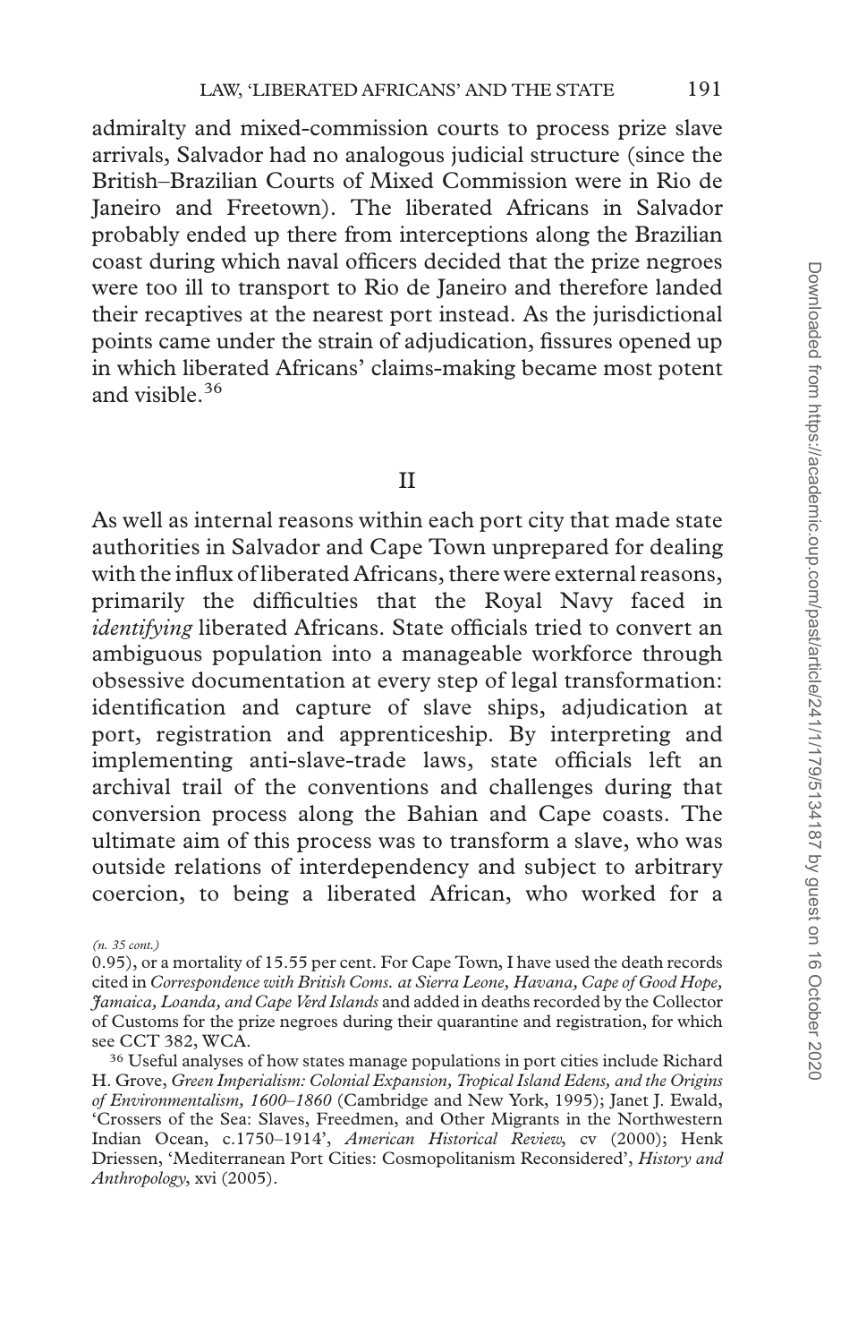admiralty and mixed-commission courts to process prize slave arrivals, Salvador had no analogous judicial structure (since the British–Brazilian Courts of Mixed Commission were in Rio de Janeiro and Freetown). The liberated Africans in Salvador probably ended up there from interceptions along the Brazilian coast during which naval officers decided that the prize negroes were too ill to transport to Rio de Janeiro and therefore landed their recaptives at the nearest port instead. As the jurisdictional points came under the strain of adjudication, fissures opened up in which liberated Africans' claims-making became most potent and visible.[36]

## II

As well as internal reasons within each port city that made state authorities in Salvador and Cape Town unprepared for dealing with the influx of liberated Africans, there were external reasons, primarily the difficulties that the Royal Navy faced in *identifying* liberated Africans. State officials tried to convert an ambiguous population into a manageable workforce through obsessive documentation at every step of legal transformation: identification and capture of slave ships, adjudication at port, registration and apprenticeship. By interpreting and implementing anti-slave-trade laws, state officials left an archival trail of the conventions and challenges during that conversion process along the Bahian and Cape coasts. The ultimate aim of this process was to transform a slave, who was outside relations of interdependency and subject to arbitrary coercion, to being a liberated African, who worked for a

*(n. 35 cont.)*
0.95), or a mortality of 15.55 per cent. For Cape Town, I have used the death records cited in *Correspondence with British Coms. at Sierra Leone, Havana, Cape of Good Hope, Jamaica, Loanda, and Cape Verd Islands* and added in deaths recorded by the Collector of Customs for the prize negroes during their quarantine and registration, for which see CCT 382, WCA.

[36] Useful analyses of how states manage populations in port cities include Richard H. Grove, *Green Imperialism: Colonial Expansion, Tropical Island Edens, and the Origins of Environmentalism, 1600–1860* (Cambridge and New York, 1995); Janet J. Ewald, 'Crossers of the Sea: Slaves, Freedmen, and Other Migrants in the Northwestern Indian Ocean, c.1750–1914', *American Historical Review*, cv (2000); Henk Driessen, 'Mediterranean Port Cities: Cosmopolitanism Reconsidered', *History and Anthropology*, xvi (2005).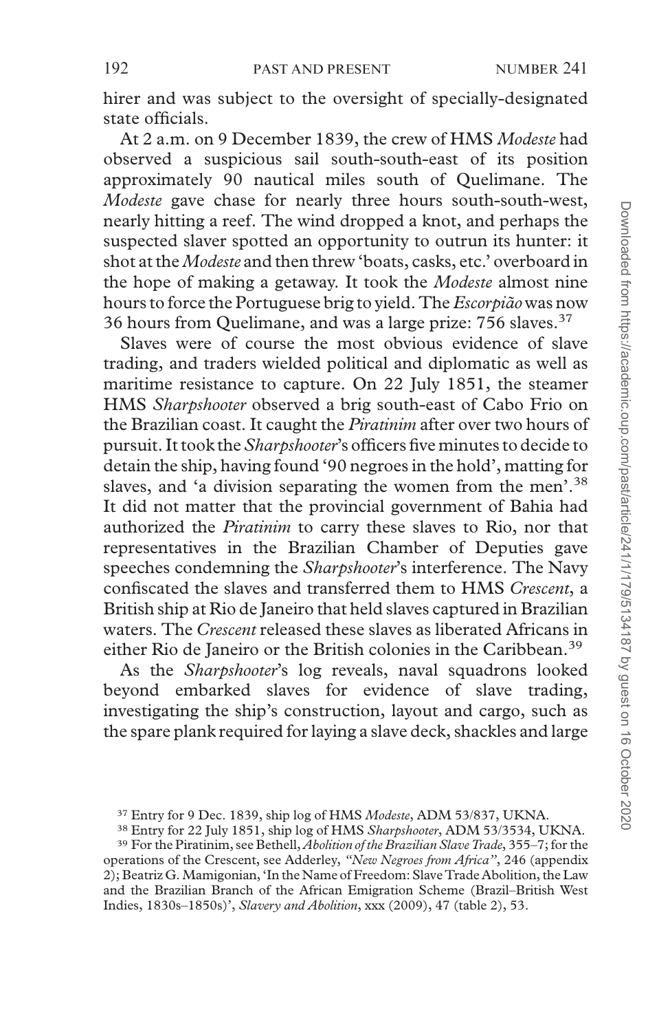hirer and was subject to the oversight of specially-designated state officials.

At 2 a.m. on 9 December 1839, the crew of HMS *Modeste* had observed a suspicious sail south-south-east of its position approximately 90 nautical miles south of Quelimane. The *Modeste* gave chase for nearly three hours south-south-west, nearly hitting a reef. The wind dropped a knot, and perhaps the suspected slaver spotted an opportunity to outrun its hunter: it shot at the *Modeste* and then threw 'boats, casks, etc.' overboard in the hope of making a getaway. It took the *Modeste* almost nine hours to force the Portuguese brig to yield. The *Escorpião* was now 36 hours from Quelimane, and was a large prize: 756 slaves.[37]

Slaves were of course the most obvious evidence of slave trading, and traders wielded political and diplomatic as well as maritime resistance to capture. On 22 July 1851, the steamer HMS *Sharpshooter* observed a brig south-east of Cabo Frio on the Brazilian coast. It caught the *Piratinim* after over two hours of pursuit. It took the *Sharpshooter*'s officers five minutes to decide to detain the ship, having found '90 negroes in the hold', matting for slaves, and 'a division separating the women from the men'.[38] It did not matter that the provincial government of Bahia had authorized the *Piratinim* to carry these slaves to Rio, nor that representatives in the Brazilian Chamber of Deputies gave speeches condemning the *Sharpshooter*'s interference. The Navy confiscated the slaves and transferred them to HMS *Crescent*, a British ship at Rio de Janeiro that held slaves captured in Brazilian waters. The *Crescent* released these slaves as liberated Africans in either Rio de Janeiro or the British colonies in the Caribbean.[39]

As the *Sharpshooter*'s log reveals, naval squadrons looked beyond embarked slaves for evidence of slave trading, investigating the ship's construction, layout and cargo, such as the spare plank required for laying a slave deck, shackles and large

---

[37] Entry for 9 Dec. 1839, ship log of HMS *Modeste*, ADM 53/837, UKNA.

[38] Entry for 22 July 1851, ship log of HMS *Sharpshooter*, ADM 53/3534, UKNA.

[39] For the Piratinim, see Bethell, *Abolition of the Brazilian Slave Trade*, 355–7; for the operations of the Crescent, see Adderley, *"New Negroes from Africa"*, 246 (appendix 2); Beatriz G. Mamigonian, 'In the Name of Freedom: Slave Trade Abolition, the Law and the Brazilian Branch of the African Emigration Scheme (Brazil–British West Indies, 1830s–1850s)', *Slavery and Abolition*, xxx (2009), 47 (table 2), 53.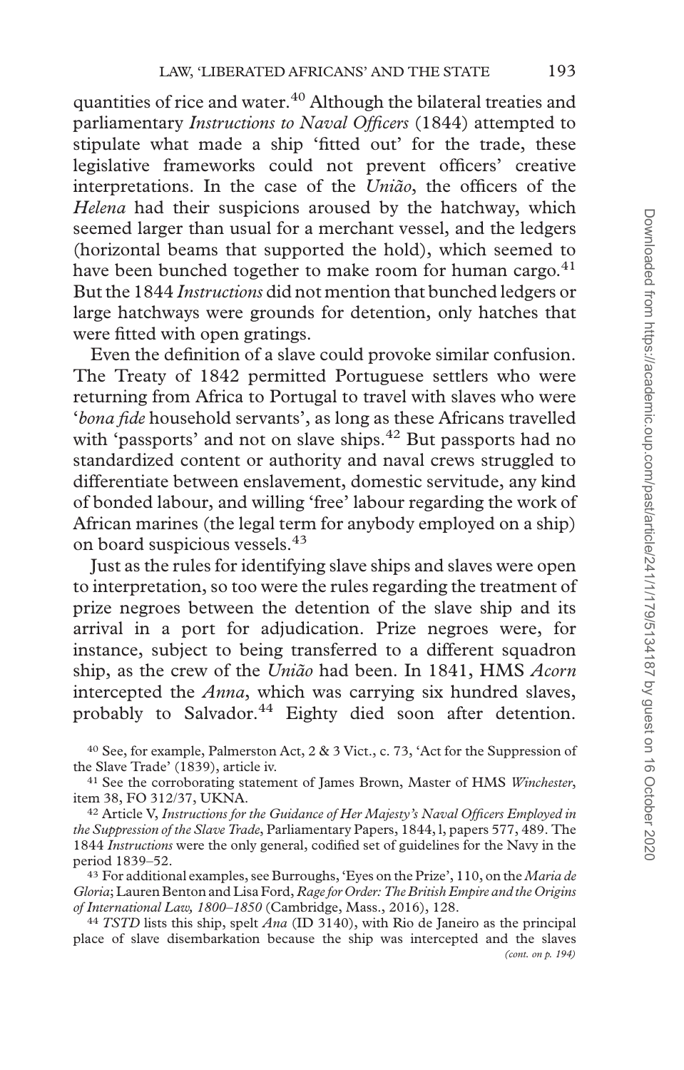quantities of rice and water.[40] Although the bilateral treaties and parliamentary *Instructions to Naval Officers* (1844) attempted to stipulate what made a ship 'fitted out' for the trade, these legislative frameworks could not prevent officers' creative interpretations. In the case of the *União*, the officers of the *Helena* had their suspicions aroused by the hatchway, which seemed larger than usual for a merchant vessel, and the ledgers (horizontal beams that supported the hold), which seemed to have been bunched together to make room for human cargo.[41] But the 1844 *Instructions* did not mention that bunched ledgers or large hatchways were grounds for detention, only hatches that were fitted with open gratings.

Even the definition of a slave could provoke similar confusion. The Treaty of 1842 permitted Portuguese settlers who were returning from Africa to Portugal to travel with slaves who were '*bona fide* household servants', as long as these Africans travelled with 'passports' and not on slave ships.[42] But passports had no standardized content or authority and naval crews struggled to differentiate between enslavement, domestic servitude, any kind of bonded labour, and willing 'free' labour regarding the work of African marines (the legal term for anybody employed on a ship) on board suspicious vessels.[43]

Just as the rules for identifying slave ships and slaves were open to interpretation, so too were the rules regarding the treatment of prize negroes between the detention of the slave ship and its arrival in a port for adjudication. Prize negroes were, for instance, subject to being transferred to a different squadron ship, as the crew of the *União* had been. In 1841, HMS *Acorn* intercepted the *Anna*, which was carrying six hundred slaves, probably to Salvador.[44] Eighty died soon after detention.

[40] See, for example, Palmerston Act, 2 & 3 Vict., c. 73, 'Act for the Suppression of the Slave Trade' (1839), article iv.

[41] See the corroborating statement of James Brown, Master of HMS *Winchester*, item 38, FO 312/37, UKNA.

[42] Article V, *Instructions for the Guidance of Her Majesty's Naval Officers Employed in the Suppression of the Slave Trade*, Parliamentary Papers, 1844, l, papers 577, 489. The 1844 *Instructions* were the only general, codified set of guidelines for the Navy in the period 1839–52.

[43] For additional examples, see Burroughs, 'Eyes on the Prize', 110, on the *Maria de Gloria*; Lauren Benton and Lisa Ford, *Rage for Order: The British Empire and the Origins of International Law, 1800–1850* (Cambridge, Mass., 2016), 128.

[44] *TSTD* lists this ship, spelt *Ana* (ID 3140), with Rio de Janeiro as the principal place of slave disembarkation because the ship was intercepted and the slaves *(cont. on p. 194)*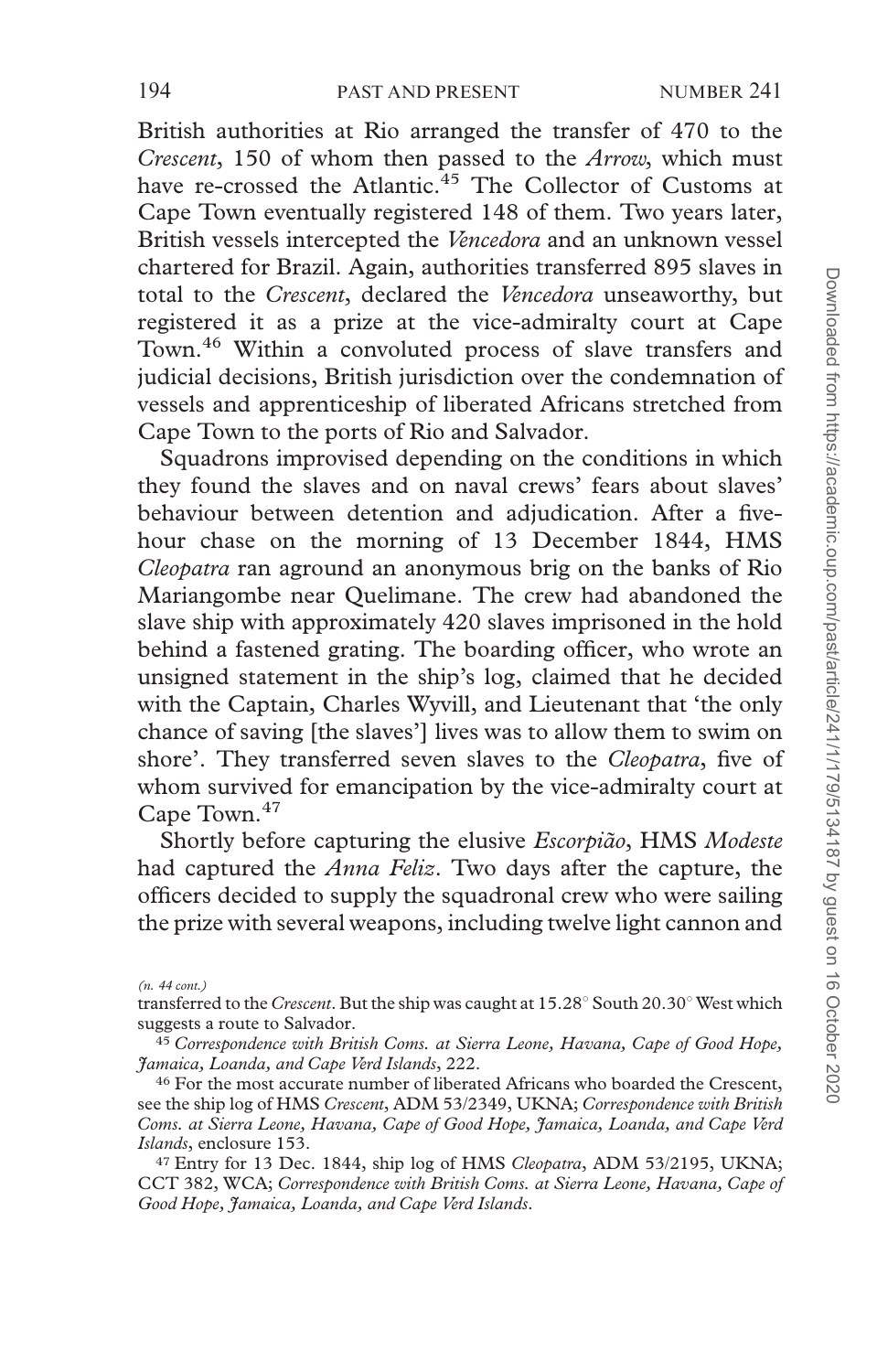British authorities at Rio arranged the transfer of 470 to the *Crescent*, 150 of whom then passed to the *Arrow*, which must have re-crossed the Atlantic.[45] The Collector of Customs at Cape Town eventually registered 148 of them. Two years later, British vessels intercepted the *Vencedora* and an unknown vessel chartered for Brazil. Again, authorities transferred 895 slaves in total to the *Crescent*, declared the *Vencedora* unseaworthy, but registered it as a prize at the vice-admiralty court at Cape Town.[46] Within a convoluted process of slave transfers and judicial decisions, British jurisdiction over the condemnation of vessels and apprenticeship of liberated Africans stretched from Cape Town to the ports of Rio and Salvador.

Squadrons improvised depending on the conditions in which they found the slaves and on naval crews' fears about slaves' behaviour between detention and adjudication. After a five-hour chase on the morning of 13 December 1844, HMS *Cleopatra* ran aground an anonymous brig on the banks of Rio Mariangombe near Quelimane. The crew had abandoned the slave ship with approximately 420 slaves imprisoned in the hold behind a fastened grating. The boarding officer, who wrote an unsigned statement in the ship's log, claimed that he decided with the Captain, Charles Wyvill, and Lieutenant that 'the only chance of saving [the slaves'] lives was to allow them to swim on shore'. They transferred seven slaves to the *Cleopatra*, five of whom survived for emancipation by the vice-admiralty court at Cape Town.[47]

Shortly before capturing the elusive *Escorpião*, HMS *Modeste* had captured the *Anna Feliz*. Two days after the capture, the officers decided to supply the squadronal crew who were sailing the prize with several weapons, including twelve light cannon and

*(n. 44 cont.)*
transferred to the *Crescent*. But the ship was caught at 15.28° South 20.30° West which suggests a route to Salvador.

[45] *Correspondence with British Coms. at Sierra Leone, Havana, Cape of Good Hope, Jamaica, Loanda, and Cape Verd Islands*, 222.

[46] For the most accurate number of liberated Africans who boarded the Crescent, see the ship log of HMS *Crescent*, ADM 53/2349, UKNA; *Correspondence with British Coms. at Sierra Leone, Havana, Cape of Good Hope, Jamaica, Loanda, and Cape Verd Islands*, enclosure 153.

[47] Entry for 13 Dec. 1844, ship log of HMS *Cleopatra*, ADM 53/2195, UKNA; CCT 382, WCA; *Correspondence with British Coms. at Sierra Leone, Havana, Cape of Good Hope, Jamaica, Loanda, and Cape Verd Islands*.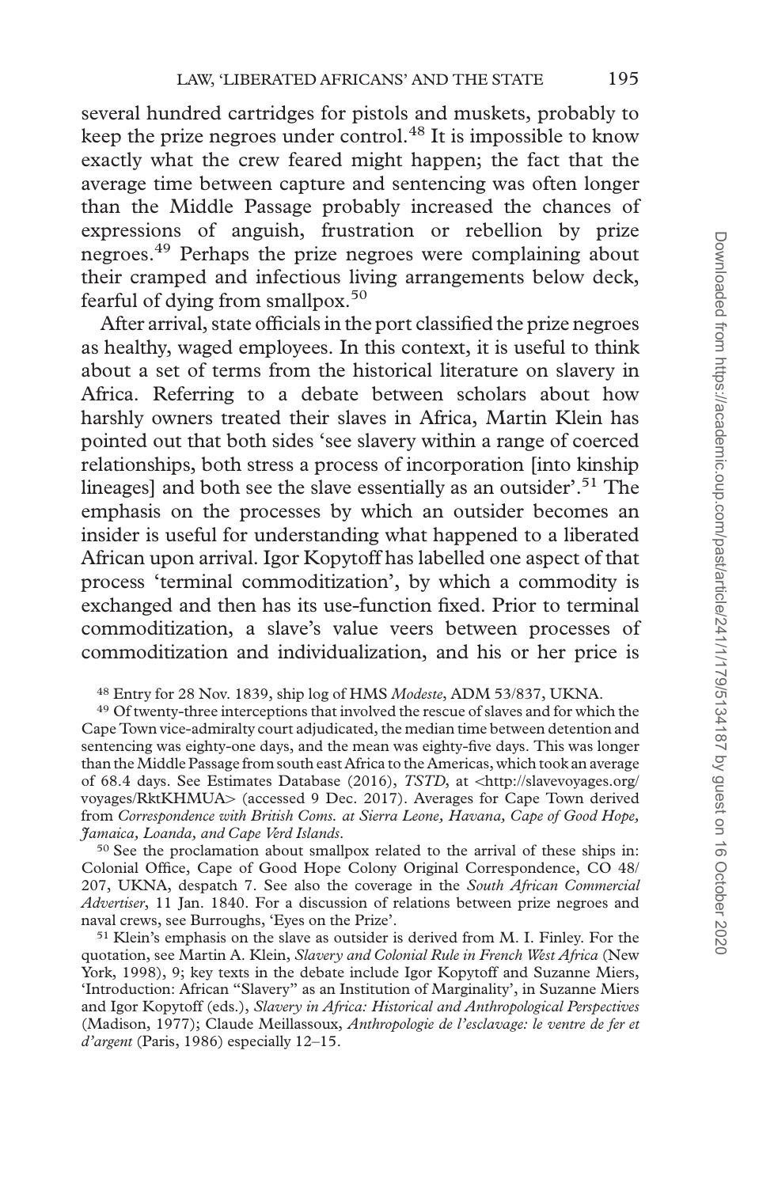several hundred cartridges for pistols and muskets, probably to keep the prize negroes under control.[48] It is impossible to know exactly what the crew feared might happen; the fact that the average time between capture and sentencing was often longer than the Middle Passage probably increased the chances of expressions of anguish, frustration or rebellion by prize negroes.[49] Perhaps the prize negroes were complaining about their cramped and infectious living arrangements below deck, fearful of dying from smallpox.[50]

After arrival, state officials in the port classified the prize negroes as healthy, waged employees. In this context, it is useful to think about a set of terms from the historical literature on slavery in Africa. Referring to a debate between scholars about how harshly owners treated their slaves in Africa, Martin Klein has pointed out that both sides 'see slavery within a range of coerced relationships, both stress a process of incorporation [into kinship lineages] and both see the slave essentially as an outsider'.[51] The emphasis on the processes by which an outsider becomes an insider is useful for understanding what happened to a liberated African upon arrival. Igor Kopytoff has labelled one aspect of that process 'terminal commoditization', by which a commodity is exchanged and then has its use-function fixed. Prior to terminal commoditization, a slave's value veers between processes of commoditization and individualization, and his or her price is

[48] Entry for 28 Nov. 1839, ship log of HMS *Modeste*, ADM 53/837, UKNA.

[49] Of twenty-three interceptions that involved the rescue of slaves and for which the Cape Town vice-admiralty court adjudicated, the median time between detention and sentencing was eighty-one days, and the mean was eighty-five days. This was longer than the Middle Passage from south east Africa to the Americas, which took an average of 68.4 days. See Estimates Database (2016), *TSTD*, at <http://slavevoyages.org/voyages/RktKHMUA> (accessed 9 Dec. 2017). Averages for Cape Town derived from *Correspondence with British Coms. at Sierra Leone, Havana, Cape of Good Hope, Jamaica, Loanda, and Cape Verd Islands*.

[50] See the proclamation about smallpox related to the arrival of these ships in: Colonial Office, Cape of Good Hope Colony Original Correspondence, CO 48/207, UKNA, despatch 7. See also the coverage in the *South African Commercial Advertiser*, 11 Jan. 1840. For a discussion of relations between prize negroes and naval crews, see Burroughs, 'Eyes on the Prize'.

[51] Klein's emphasis on the slave as outsider is derived from M. I. Finley. For the quotation, see Martin A. Klein, *Slavery and Colonial Rule in French West Africa* (New York, 1998), 9; key texts in the debate include Igor Kopytoff and Suzanne Miers, 'Introduction: African "Slavery" as an Institution of Marginality', in Suzanne Miers and Igor Kopytoff (eds.), *Slavery in Africa: Historical and Anthropological Perspectives* (Madison, 1977); Claude Meillassoux, *Anthropologie de l'esclavage: le ventre de fer et d'argent* (Paris, 1986) especially 12–15.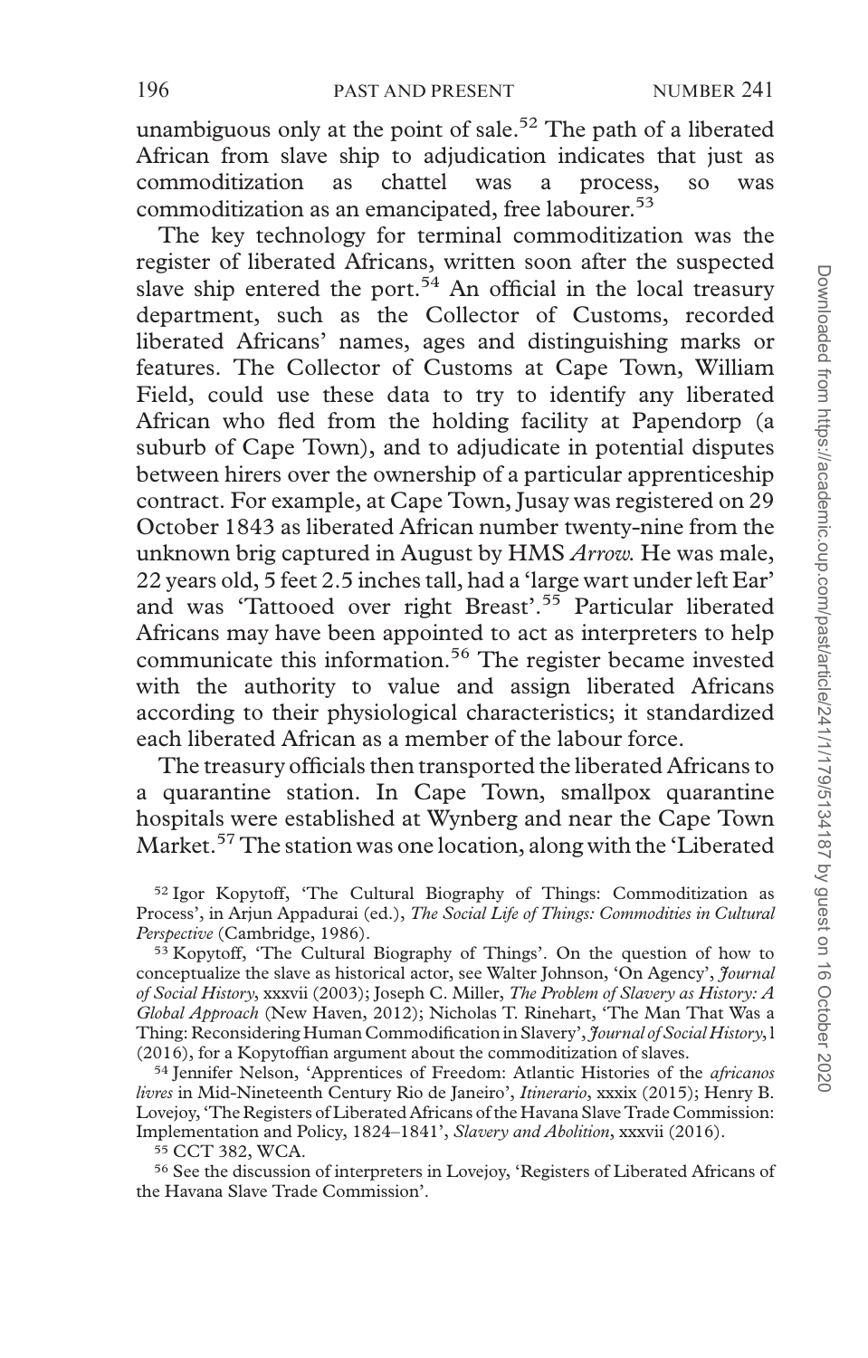unambiguous only at the point of sale.[52] The path of a liberated African from slave ship to adjudication indicates that just as commoditization as chattel was a process, so was commoditization as an emancipated, free labourer.[53]

The key technology for terminal commoditization was the register of liberated Africans, written soon after the suspected slave ship entered the port.[54] An official in the local treasury department, such as the Collector of Customs, recorded liberated Africans' names, ages and distinguishing marks or features. The Collector of Customs at Cape Town, William Field, could use these data to try to identify any liberated African who fled from the holding facility at Papendorp (a suburb of Cape Town), and to adjudicate in potential disputes between hirers over the ownership of a particular apprenticeship contract. For example, at Cape Town, Jusay was registered on 29 October 1843 as liberated African number twenty-nine from the unknown brig captured in August by HMS *Arrow.* He was male, 22 years old, 5 feet 2.5 inches tall, had a 'large wart under left Ear' and was 'Tattooed over right Breast'.[55] Particular liberated Africans may have been appointed to act as interpreters to help communicate this information.[56] The register became invested with the authority to value and assign liberated Africans according to their physiological characteristics; it standardized each liberated African as a member of the labour force.

The treasury officials then transported the liberated Africans to a quarantine station. In Cape Town, smallpox quarantine hospitals were established at Wynberg and near the Cape Town Market.[57] The station was one location, along with the 'Liberated

[52] Igor Kopytoff, 'The Cultural Biography of Things: Commoditization as Process', in Arjun Appadurai (ed.), *The Social Life of Things: Commodities in Cultural Perspective* (Cambridge, 1986).

[53] Kopytoff, 'The Cultural Biography of Things'. On the question of how to conceptualize the slave as historical actor, see Walter Johnson, 'On Agency', *Journal of Social History*, xxxvii (2003); Joseph C. Miller, *The Problem of Slavery as History: A Global Approach* (New Haven, 2012); Nicholas T. Rinehart, 'The Man That Was a Thing: Reconsidering Human Commodification in Slavery', *Journal of Social History*, l (2016), for a Kopytoffian argument about the commoditization of slaves.

[54] Jennifer Nelson, 'Apprentices of Freedom: Atlantic Histories of the *africanos livres* in Mid-Nineteenth Century Rio de Janeiro', *Itinerario*, xxxix (2015); Henry B. Lovejoy, 'The Registers of Liberated Africans of the Havana Slave Trade Commission: Implementation and Policy, 1824–1841', *Slavery and Abolition*, xxxvii (2016).

[55] CCT 382, WCA.

[56] See the discussion of interpreters in Lovejoy, 'Registers of Liberated Africans of the Havana Slave Trade Commission'.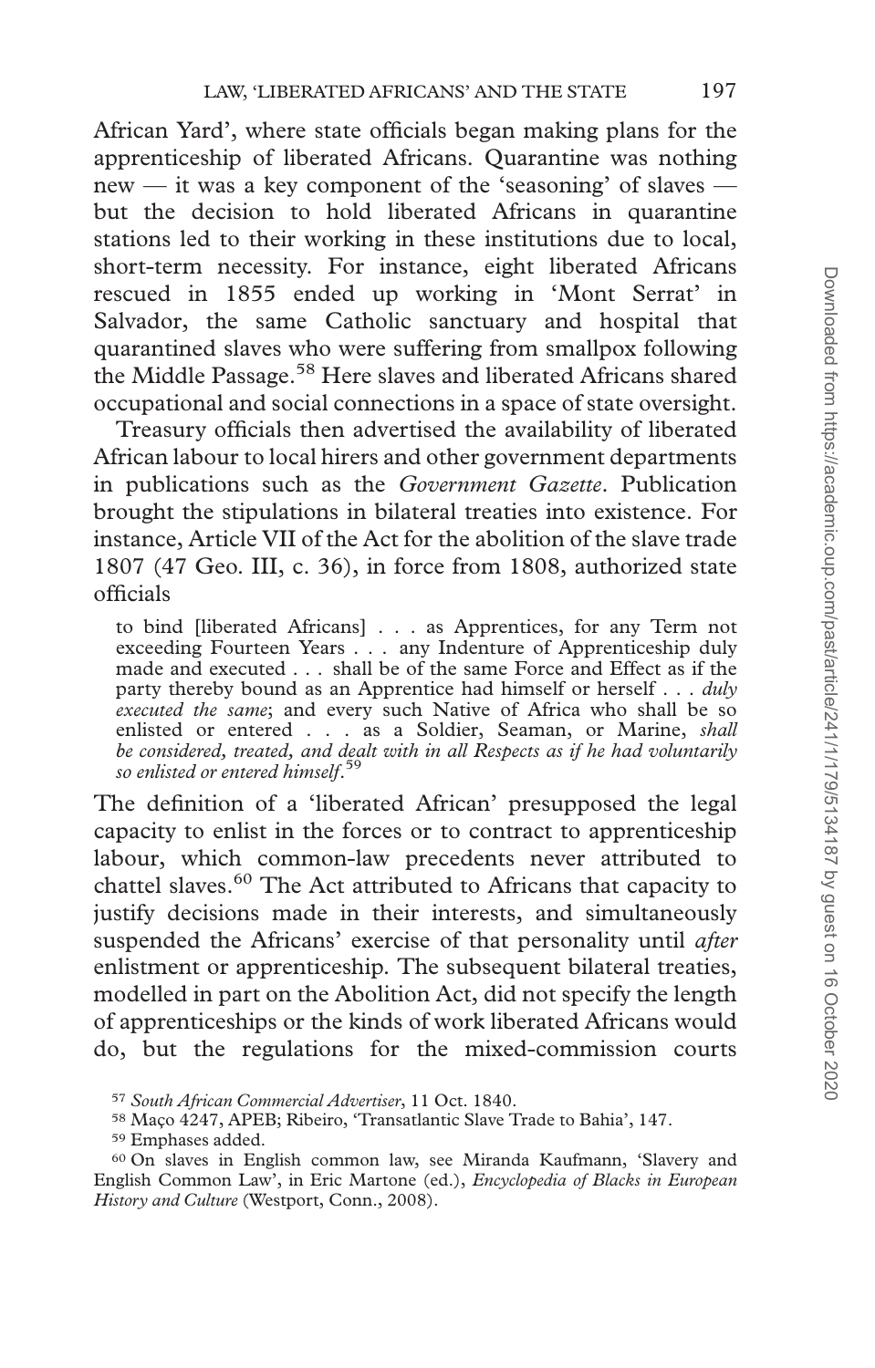African Yard', where state officials began making plans for the apprenticeship of liberated Africans. Quarantine was nothing new — it was a key component of the 'seasoning' of slaves — but the decision to hold liberated Africans in quarantine stations led to their working in these institutions due to local, short-term necessity. For instance, eight liberated Africans rescued in 1855 ended up working in 'Mont Serrat' in Salvador, the same Catholic sanctuary and hospital that quarantined slaves who were suffering from smallpox following the Middle Passage.[58] Here slaves and liberated Africans shared occupational and social connections in a space of state oversight.

Treasury officials then advertised the availability of liberated African labour to local hirers and other government departments in publications such as the *Government Gazette*. Publication brought the stipulations in bilateral treaties into existence. For instance, Article VII of the Act for the abolition of the slave trade 1807 (47 Geo. III, c. 36), in force from 1808, authorized state officials

> to bind [liberated Africans] . . . as Apprentices, for any Term not exceeding Fourteen Years . . . any Indenture of Apprenticeship duly made and executed . . . shall be of the same Force and Effect as if the party thereby bound as an Apprentice had himself or herself . . . *duly executed the same*; and every such Native of Africa who shall be so enlisted or entered . . . as a Soldier, Seaman, or Marine, *shall be considered, treated, and dealt with in all Respects as if he had voluntarily so enlisted or entered himself*.[59]

The definition of a 'liberated African' presupposed the legal capacity to enlist in the forces or to contract to apprenticeship labour, which common-law precedents never attributed to chattel slaves.[60] The Act attributed to Africans that capacity to justify decisions made in their interests, and simultaneously suspended the Africans' exercise of that personality until *after* enlistment or apprenticeship. The subsequent bilateral treaties, modelled in part on the Abolition Act, did not specify the length of apprenticeships or the kinds of work liberated Africans would do, but the regulations for the mixed-commission courts

[57] *South African Commercial Advertiser*, 11 Oct. 1840.

[58] Maço 4247, APEB; Ribeiro, 'Transatlantic Slave Trade to Bahia', 147.

[59] Emphases added.

[60] On slaves in English common law, see Miranda Kaufmann, 'Slavery and English Common Law', in Eric Martone (ed.), *Encyclopedia of Blacks in European History and Culture* (Westport, Conn., 2008).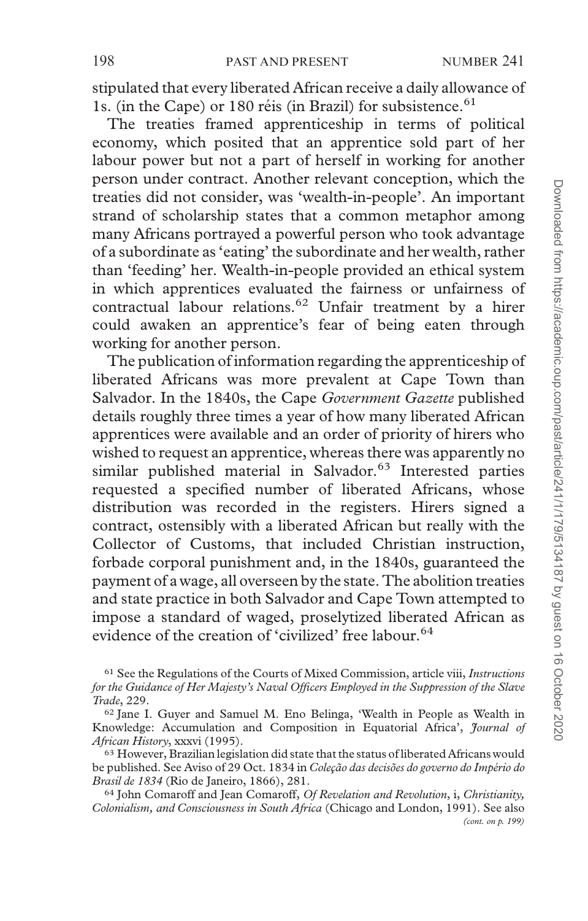stipulated that every liberated African receive a daily allowance of 1s. (in the Cape) or 180 réis (in Brazil) for subsistence.[61]

The treaties framed apprenticeship in terms of political economy, which posited that an apprentice sold part of her labour power but not a part of herself in working for another person under contract. Another relevant conception, which the treaties did not consider, was 'wealth-in-people'. An important strand of scholarship states that a common metaphor among many Africans portrayed a powerful person who took advantage of a subordinate as 'eating' the subordinate and her wealth, rather than 'feeding' her. Wealth-in-people provided an ethical system in which apprentices evaluated the fairness or unfairness of contractual labour relations.[62] Unfair treatment by a hirer could awaken an apprentice's fear of being eaten through working for another person.

The publication of information regarding the apprenticeship of liberated Africans was more prevalent at Cape Town than Salvador. In the 1840s, the Cape *Government Gazette* published details roughly three times a year of how many liberated African apprentices were available and an order of priority of hirers who wished to request an apprentice, whereas there was apparently no similar published material in Salvador.[63] Interested parties requested a specified number of liberated Africans, whose distribution was recorded in the registers. Hirers signed a contract, ostensibly with a liberated African but really with the Collector of Customs, that included Christian instruction, forbade corporal punishment and, in the 1840s, guaranteed the payment of a wage, all overseen by the state. The abolition treaties and state practice in both Salvador and Cape Town attempted to impose a standard of waged, proselytized liberated African as evidence of the creation of 'civilized' free labour.[64]

[61] See the Regulations of the Courts of Mixed Commission, article viii, *Instructions for the Guidance of Her Majesty's Naval Officers Employed in the Suppression of the Slave Trade*, 229.

[62] Jane I. Guyer and Samuel M. Eno Belinga, 'Wealth in People as Wealth in Knowledge: Accumulation and Composition in Equatorial Africa', *Journal of African History*, xxxvi (1995).

[63] However, Brazilian legislation did state that the status of liberated Africans would be published. See Aviso of 29 Oct. 1834 in *Coleção das decisões do governo do Império do Brasil de 1834* (Rio de Janeiro, 1866), 281.

[64] John Comaroff and Jean Comaroff, *Of Revelation and Revolution*, i, *Christianity, Colonialism, and Consciousness in South Africa* (Chicago and London, 1991). See also *(cont. on p. 199)*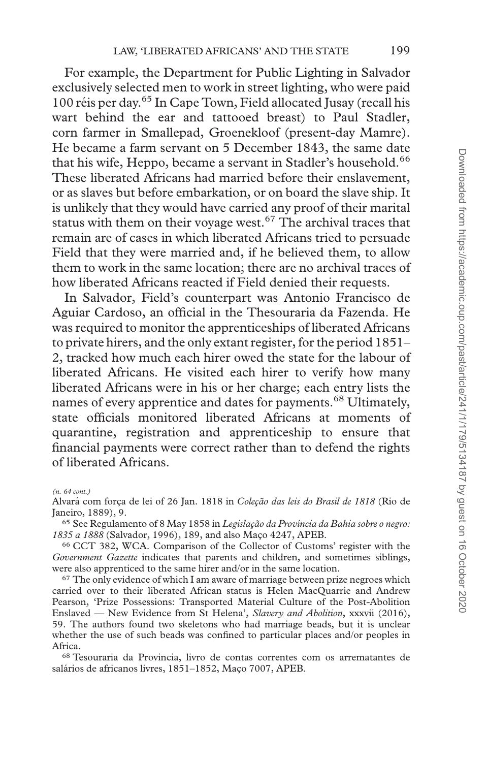For example, the Department for Public Lighting in Salvador exclusively selected men to work in street lighting, who were paid 100 réis per day.[65] In Cape Town, Field allocated Jusay (recall his wart behind the ear and tattooed breast) to Paul Stadler, corn farmer in Smallepad, Groenekloof (present-day Mamre). He became a farm servant on 5 December 1843, the same date that his wife, Heppo, became a servant in Stadler's household.[66] These liberated Africans had married before their enslavement, or as slaves but before embarkation, or on board the slave ship. It is unlikely that they would have carried any proof of their marital status with them on their voyage west.[67] The archival traces that remain are of cases in which liberated Africans tried to persuade Field that they were married and, if he believed them, to allow them to work in the same location; there are no archival traces of how liberated Africans reacted if Field denied their requests.

In Salvador, Field's counterpart was Antonio Francisco de Aguiar Cardoso, an official in the Thesouraria da Fazenda. He was required to monitor the apprenticeships of liberated Africans to private hirers, and the only extant register, for the period 1851–2, tracked how much each hirer owed the state for the labour of liberated Africans. He visited each hirer to verify how many liberated Africans were in his or her charge; each entry lists the names of every apprentice and dates for payments.[68] Ultimately, state officials monitored liberated Africans at moments of quarantine, registration and apprenticeship to ensure that financial payments were correct rather than to defend the rights of liberated Africans.

*(n. 64 cont.)*
Alvará com força de lei of 26 Jan. 1818 in *Coleção das leis do Brasil de 1818* (Rio de Janeiro, 1889), 9.

[65] See Regulamento of 8 May 1858 in *Legislação da Província da Bahia sobre o negro: 1835 a 1888* (Salvador, 1996), 189, and also Maço 4247, APEB.

[66] CCT 382, WCA. Comparison of the Collector of Customs' register with the *Government Gazette* indicates that parents and children, and sometimes siblings, were also apprenticed to the same hirer and/or in the same location.

[67] The only evidence of which I am aware of marriage between prize negroes which carried over to their liberated African status is Helen MacQuarrie and Andrew Pearson, 'Prize Possessions: Transported Material Culture of the Post-Abolition Enslaved — New Evidence from St Helena', *Slavery and Abolition*, xxxvii (2016), 59. The authors found two skeletons who had marriage beads, but it is unclear whether the use of such beads was confined to particular places and/or peoples in Africa.

[68] Tesouraria da Provincia, livro de contas correntes com os arrematantes de salários de africanos livres, 1851–1852, Maço 7007, APEB.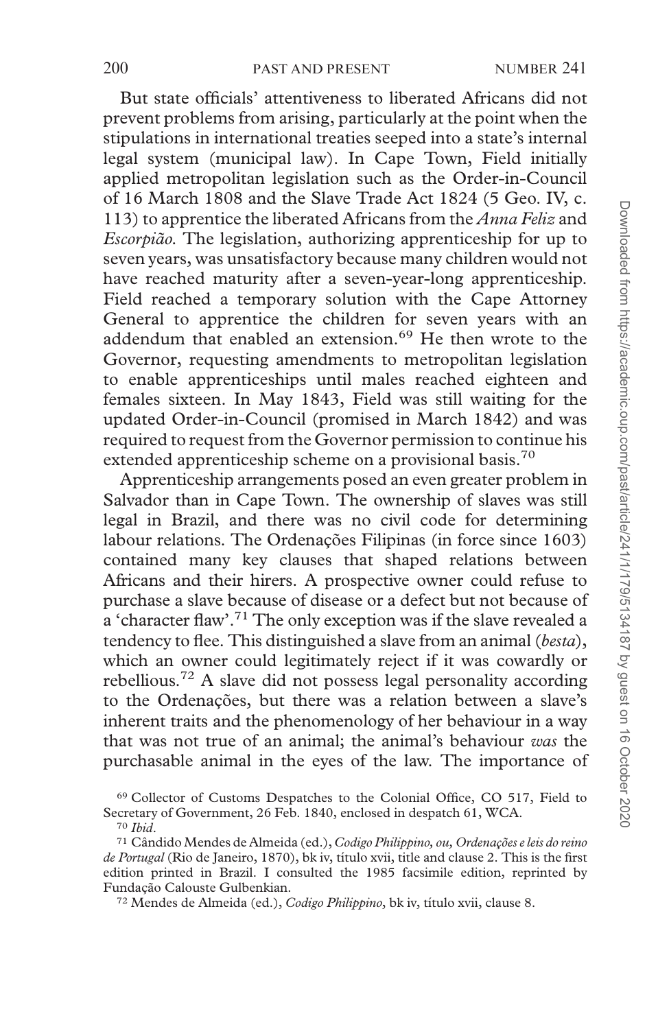But state officials' attentiveness to liberated Africans did not prevent problems from arising, particularly at the point when the stipulations in international treaties seeped into a state's internal legal system (municipal law). In Cape Town, Field initially applied metropolitan legislation such as the Order-in-Council of 16 March 1808 and the Slave Trade Act 1824 (5 Geo. IV, c. 113) to apprentice the liberated Africans from the *Anna Feliz* and *Escorpião*. The legislation, authorizing apprenticeship for up to seven years, was unsatisfactory because many children would not have reached maturity after a seven-year-long apprenticeship. Field reached a temporary solution with the Cape Attorney General to apprentice the children for seven years with an addendum that enabled an extension.[69] He then wrote to the Governor, requesting amendments to metropolitan legislation to enable apprenticeships until males reached eighteen and females sixteen. In May 1843, Field was still waiting for the updated Order-in-Council (promised in March 1842) and was required to request from the Governor permission to continue his extended apprenticeship scheme on a provisional basis.[70]

Apprenticeship arrangements posed an even greater problem in Salvador than in Cape Town. The ownership of slaves was still legal in Brazil, and there was no civil code for determining labour relations. The Ordenações Filipinas (in force since 1603) contained many key clauses that shaped relations between Africans and their hirers. A prospective owner could refuse to purchase a slave because of disease or a defect but not because of a 'character flaw'.[71] The only exception was if the slave revealed a tendency to flee. This distinguished a slave from an animal (*besta*), which an owner could legitimately reject if it was cowardly or rebellious.[72] A slave did not possess legal personality according to the Ordenações, but there was a relation between a slave's inherent traits and the phenomenology of her behaviour in a way that was not true of an animal; the animal's behaviour *was* the purchasable animal in the eyes of the law. The importance of

[69] Collector of Customs Despatches to the Colonial Office, CO 517, Field to Secretary of Government, 26 Feb. 1840, enclosed in despatch 61, WCA.

[70] *Ibid*.

[71] Cândido Mendes de Almeida (ed.), *Codigo Philippino, ou, Ordenações e leis do reino de Portugal* (Rio de Janeiro, 1870), bk iv, título xvii, title and clause 2. This is the first edition printed in Brazil. I consulted the 1985 facsimile edition, reprinted by Fundação Calouste Gulbenkian.

[72] Mendes de Almeida (ed.), *Codigo Philippino*, bk iv, título xvii, clause 8.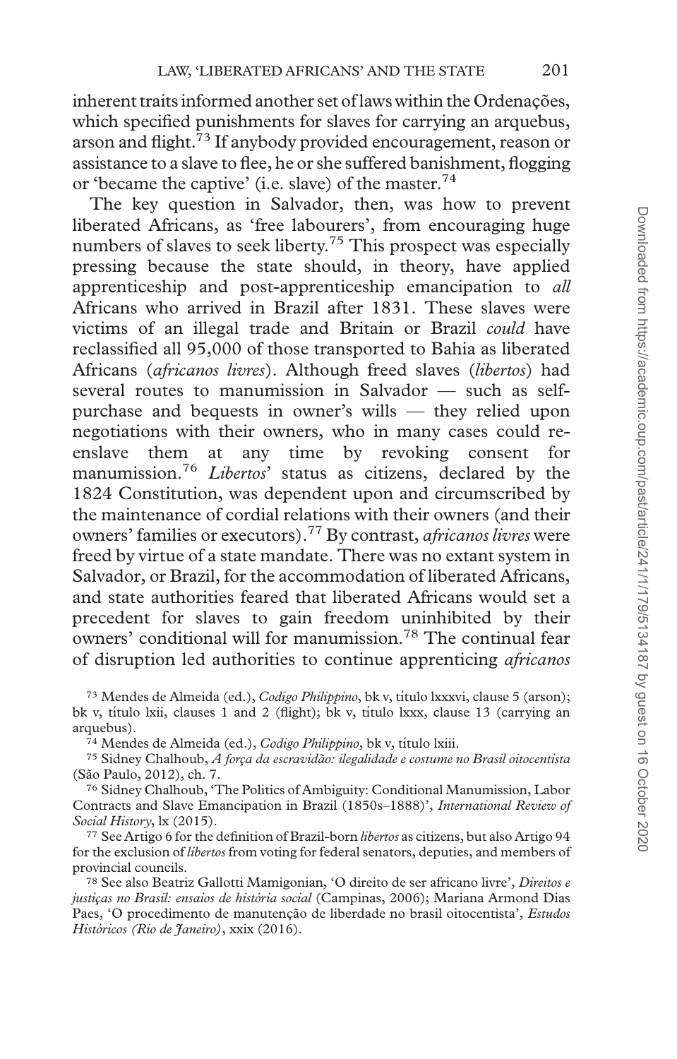inherent traits informed another set of laws within the Ordenações, which specified punishments for slaves for carrying an arquebus, arson and flight.[73] If anybody provided encouragement, reason or assistance to a slave to flee, he or she suffered banishment, flogging or 'became the captive' (i.e. slave) of the master.[74]

The key question in Salvador, then, was how to prevent liberated Africans, as 'free labourers', from encouraging huge numbers of slaves to seek liberty.[75] This prospect was especially pressing because the state should, in theory, have applied apprenticeship and post-apprenticeship emancipation to *all* Africans who arrived in Brazil after 1831. These slaves were victims of an illegal trade and Britain or Brazil *could* have reclassified all 95,000 of those transported to Bahia as liberated Africans (*africanos livres*). Although freed slaves (*libertos*) had several routes to manumission in Salvador — such as self-purchase and bequests in owner's wills — they relied upon negotiations with their owners, who in many cases could re-enslave them at any time by revoking consent for manumission.[76] *Libertos*' status as citizens, declared by the 1824 Constitution, was dependent upon and circumscribed by the maintenance of cordial relations with their owners (and their owners' families or executors).[77] By contrast, *africanos livres* were freed by virtue of a state mandate. There was no extant system in Salvador, or Brazil, for the accommodation of liberated Africans, and state authorities feared that liberated Africans would set a precedent for slaves to gain freedom uninhibited by their owners' conditional will for manumission.[78] The continual fear of disruption led authorities to continue apprenticing *africanos*

[73] Mendes de Almeida (ed.), *Codigo Philippino*, bk v, título lxxxvi, clause 5 (arson); bk v, título lxii, clauses 1 and 2 (flight); bk v, título lxxx, clause 13 (carrying an arquebus).

[74] Mendes de Almeida (ed.), *Codigo Philippino*, bk v, título lxiii.

[75] Sidney Chalhoub, *A força da escravidão: ilegalidade e costume no Brasil oitocentista* (São Paulo, 2012), ch. 7.

[76] Sidney Chalhoub, 'The Politics of Ambiguity: Conditional Manumission, Labor Contracts and Slave Emancipation in Brazil (1850s–1888)', *International Review of Social History*, lx (2015).

[77] See Artigo 6 for the definition of Brazil-born *libertos* as citizens, but also Artigo 94 for the exclusion of *libertos* from voting for federal senators, deputies, and members of provincial councils.

[78] See also Beatriz Gallotti Mamigonian, 'O direito de ser africano livre', *Direitos e justiças no Brasil: ensaios de história social* (Campinas, 2006); Mariana Armond Dias Paes, 'O procedimento de manutenção de liberdade no brasil oitocentista', *Estudos Históricos (Rio de Janeiro)*, xxix (2016).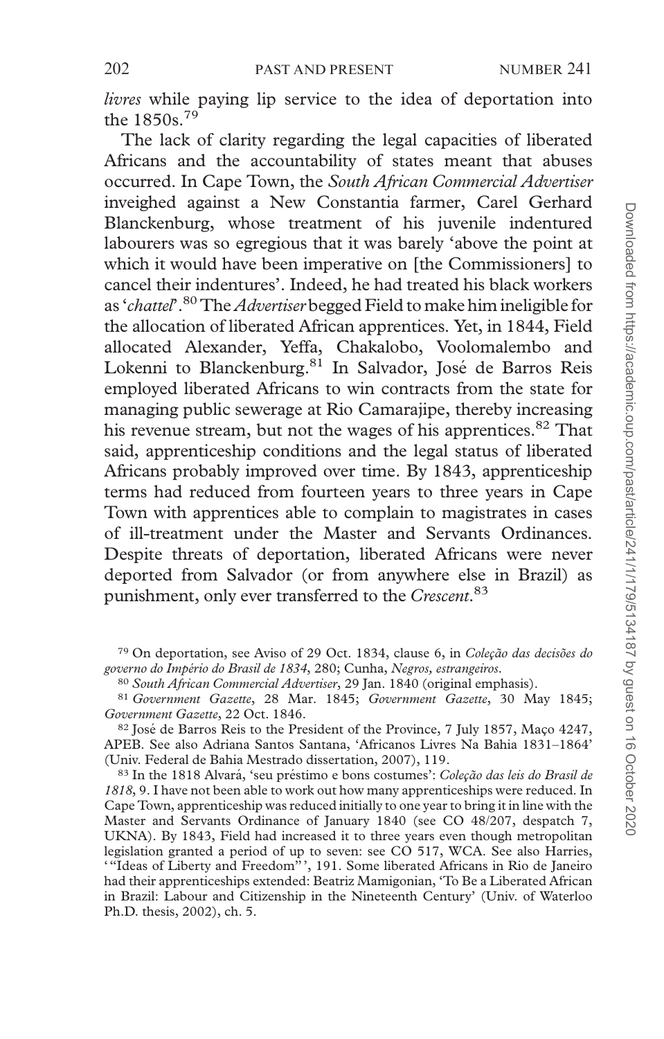*livres* while paying lip service to the idea of deportation into the 1850s.[79]

The lack of clarity regarding the legal capacities of liberated Africans and the accountability of states meant that abuses occurred. In Cape Town, the *South African Commercial Advertiser* inveighed against a New Constantia farmer, Carel Gerhard Blanckenburg, whose treatment of his juvenile indentured labourers was so egregious that it was barely 'above the point at which it would have been imperative on [the Commissioners] to cancel their indentures'. Indeed, he had treated his black workers as '*chattel*'.[80] The *Advertiser* begged Field to make him ineligible for the allocation of liberated African apprentices. Yet, in 1844, Field allocated Alexander, Yeffa, Chakalobo, Voolomalembo and Lokenni to Blanckenburg.[81] In Salvador, José de Barros Reis employed liberated Africans to win contracts from the state for managing public sewerage at Rio Camarajipe, thereby increasing his revenue stream, but not the wages of his apprentices.[82] That said, apprenticeship conditions and the legal status of liberated Africans probably improved over time. By 1843, apprenticeship terms had reduced from fourteen years to three years in Cape Town with apprentices able to complain to magistrates in cases of ill-treatment under the Master and Servants Ordinances. Despite threats of deportation, liberated Africans were never deported from Salvador (or from anywhere else in Brazil) as punishment, only ever transferred to the *Crescent*.[83]

---

[79] On deportation, see Aviso of 29 Oct. 1834, clause 6, in *Coleção das decisões do governo do Império do Brasil de 1834*, 280; Cunha, *Negros, estrangeiros*.

[80] *South African Commercial Advertiser*, 29 Jan. 1840 (original emphasis).

[81] *Government Gazette*, 28 Mar. 1845; *Government Gazette*, 30 May 1845; *Government Gazette*, 22 Oct. 1846.

[82] José de Barros Reis to the President of the Province, 7 July 1857, Maço 4247, APEB. See also Adriana Santos Santana, 'Africanos Livres Na Bahia 1831–1864' (Univ. Federal de Bahia Mestrado dissertation, 2007), 119.

[83] In the 1818 Alvará, 'seu préstimo e bons costumes': *Coleção das leis do Brasil de 1818*, 9. I have not been able to work out how many apprenticeships were reduced. In Cape Town, apprenticeship was reduced initially to one year to bring it in line with the Master and Servants Ordinance of January 1840 (see CO 48/207, despatch 7, UKNA). By 1843, Field had increased it to three years even though metropolitan legislation granted a period of up to seven: see CO 517, WCA. See also Harries, '"Ideas of Liberty and Freedom"', 191. Some liberated Africans in Rio de Janeiro had their apprenticeships extended: Beatriz Mamigonian, 'To Be a Liberated African in Brazil: Labour and Citizenship in the Nineteenth Century' (Univ. of Waterloo Ph.D. thesis, 2002), ch. 5.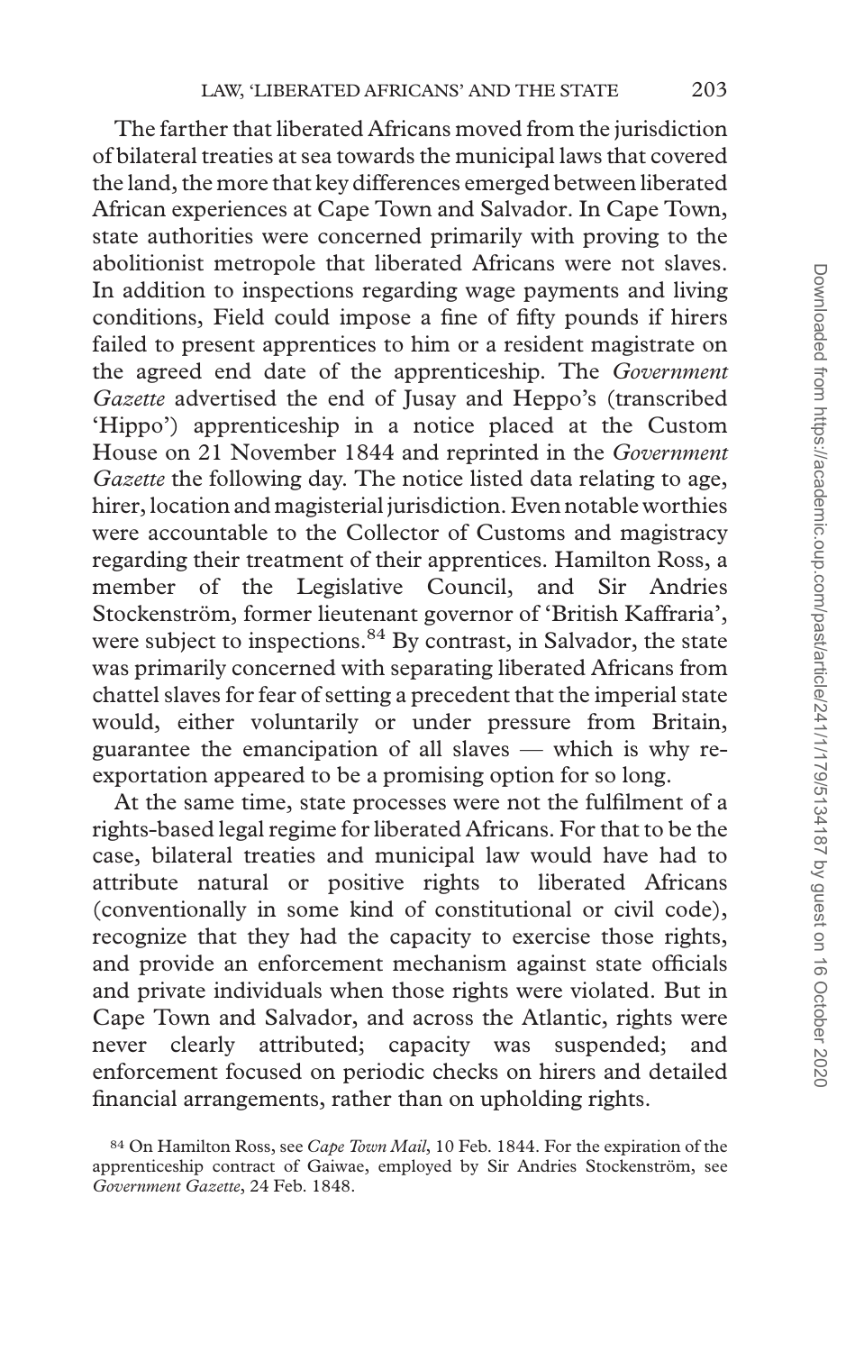The farther that liberated Africans moved from the jurisdiction of bilateral treaties at sea towards the municipal laws that covered the land, the more that key differences emerged between liberated African experiences at Cape Town and Salvador. In Cape Town, state authorities were concerned primarily with proving to the abolitionist metropole that liberated Africans were not slaves. In addition to inspections regarding wage payments and living conditions, Field could impose a fine of fifty pounds if hirers failed to present apprentices to him or a resident magistrate on the agreed end date of the apprenticeship. The *Government Gazette* advertised the end of Jusay and Heppo's (transcribed 'Hippo') apprenticeship in a notice placed at the Custom House on 21 November 1844 and reprinted in the *Government Gazette* the following day. The notice listed data relating to age, hirer, location and magisterial jurisdiction. Even notable worthies were accountable to the Collector of Customs and magistracy regarding their treatment of their apprentices. Hamilton Ross, a member of the Legislative Council, and Sir Andries Stockenström, former lieutenant governor of 'British Kaffraria', were subject to inspections.[84] By contrast, in Salvador, the state was primarily concerned with separating liberated Africans from chattel slaves for fear of setting a precedent that the imperial state would, either voluntarily or under pressure from Britain, guarantee the emancipation of all slaves — which is why re-exportation appeared to be a promising option for so long.

At the same time, state processes were not the fulfilment of a rights-based legal regime for liberated Africans. For that to be the case, bilateral treaties and municipal law would have had to attribute natural or positive rights to liberated Africans (conventionally in some kind of constitutional or civil code), recognize that they had the capacity to exercise those rights, and provide an enforcement mechanism against state officials and private individuals when those rights were violated. But in Cape Town and Salvador, and across the Atlantic, rights were never clearly attributed; capacity was suspended; and enforcement focused on periodic checks on hirers and detailed financial arrangements, rather than on upholding rights.

[84] On Hamilton Ross, see *Cape Town Mail*, 10 Feb. 1844. For the expiration of the apprenticeship contract of Gaiwae, employed by Sir Andries Stockenström, see *Government Gazette*, 24 Feb. 1848.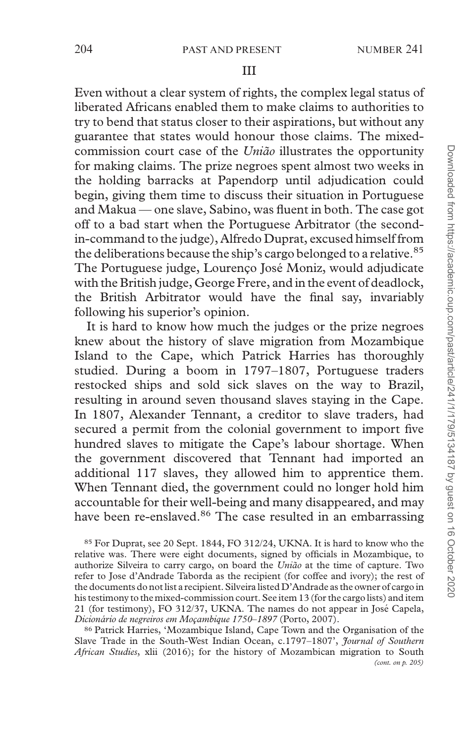## III

Even without a clear system of rights, the complex legal status of liberated Africans enabled them to make claims to authorities to try to bend that status closer to their aspirations, but without any guarantee that states would honour those claims. The mixed-commission court case of the *União* illustrates the opportunity for making claims. The prize negroes spent almost two weeks in the holding barracks at Papendorp until adjudication could begin, giving them time to discuss their situation in Portuguese and Makua — one slave, Sabino, was fluent in both. The case got off to a bad start when the Portuguese Arbitrator (the second-in-command to the judge), Alfredo Duprat, excused himself from the deliberations because the ship's cargo belonged to a relative.[85] The Portuguese judge, Lourenço José Moniz, would adjudicate with the British judge, George Frere, and in the event of deadlock, the British Arbitrator would have the final say, invariably following his superior's opinion.

It is hard to know how much the judges or the prize negroes knew about the history of slave migration from Mozambique Island to the Cape, which Patrick Harries has thoroughly studied. During a boom in 1797–1807, Portuguese traders restocked ships and sold sick slaves on the way to Brazil, resulting in around seven thousand slaves staying in the Cape. In 1807, Alexander Tennant, a creditor to slave traders, had secured a permit from the colonial government to import five hundred slaves to mitigate the Cape's labour shortage. When the government discovered that Tennant had imported an additional 117 slaves, they allowed him to apprentice them. When Tennant died, the government could no longer hold him accountable for their well-being and many disappeared, and may have been re-enslaved.[86] The case resulted in an embarrassing

[85] For Duprat, see 20 Sept. 1844, FO 312/24, UKNA. It is hard to know who the relative was. There were eight documents, signed by officials in Mozambique, to authorize Silveira to carry cargo, on board the *União* at the time of capture. Two refer to Jose d'Andrade Taborda as the recipient (for coffee and ivory); the rest of the documents do not list a recipient. Silveira listed D'Andrade as the owner of cargo in his testimony to the mixed-commission court. See item 13 (for the cargo lists) and item 21 (for testimony), FO 312/37, UKNA. The names do not appear in José Capela, *Dicionário de negreiros em Moçambique 1750–1897* (Porto, 2007).

[86] Patrick Harries, 'Mozambique Island, Cape Town and the Organisation of the Slave Trade in the South-West Indian Ocean, c.1797–1807', *Journal of Southern African Studies*, xlii (2016); for the history of Mozambican migration to South *(cont. on p. 205)*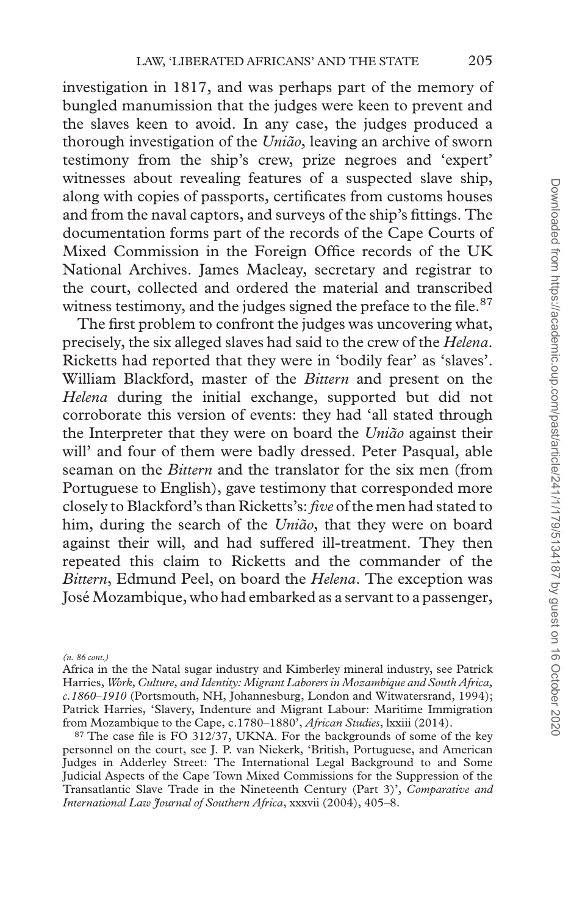investigation in 1817, and was perhaps part of the memory of bungled manumission that the judges were keen to prevent and the slaves keen to avoid. In any case, the judges produced a thorough investigation of the *União*, leaving an archive of sworn testimony from the ship's crew, prize negroes and 'expert' witnesses about revealing features of a suspected slave ship, along with copies of passports, certificates from customs houses and from the naval captors, and surveys of the ship's fittings. The documentation forms part of the records of the Cape Courts of Mixed Commission in the Foreign Office records of the UK National Archives. James Macleay, secretary and registrar to the court, collected and ordered the material and transcribed witness testimony, and the judges signed the preface to the file.[87]

The first problem to confront the judges was uncovering what, precisely, the six alleged slaves had said to the crew of the *Helena*. Ricketts had reported that they were in 'bodily fear' as 'slaves'. William Blackford, master of the *Bittern* and present on the *Helena* during the initial exchange, supported but did not corroborate this version of events: they had 'all stated through the Interpreter that they were on board the *União* against their will' and four of them were badly dressed. Peter Pasqual, able seaman on the *Bittern* and the translator for the six men (from Portuguese to English), gave testimony that corresponded more closely to Blackford's than Ricketts's: *five* of the men had stated to him, during the search of the *União*, that they were on board against their will, and had suffered ill-treatment. They then repeated this claim to Ricketts and the commander of the *Bittern*, Edmund Peel, on board the *Helena*. The exception was José Mozambique, who had embarked as a servant to a passenger,

*(n. 86 cont.)*
Africa in the the Natal sugar industry and Kimberley mineral industry, see Patrick Harries, *Work, Culture, and Identity: Migrant Laborers in Mozambique and South Africa, c.1860–1910* (Portsmouth, NH, Johannesburg, London and Witwatersrand, 1994); Patrick Harries, 'Slavery, Indenture and Migrant Labour: Maritime Immigration from Mozambique to the Cape, c.1780–1880', *African Studies*, lxxiii (2014).

[87] The case file is FO 312/37, UKNA. For the backgrounds of some of the key personnel on the court, see J. P. van Niekerk, 'British, Portuguese, and American Judges in Adderley Street: The International Legal Background to and Some Judicial Aspects of the Cape Town Mixed Commissions for the Suppression of the Transatlantic Slave Trade in the Nineteenth Century (Part 3)', *Comparative and International Law Journal of Southern Africa*, xxxvii (2004), 405–8.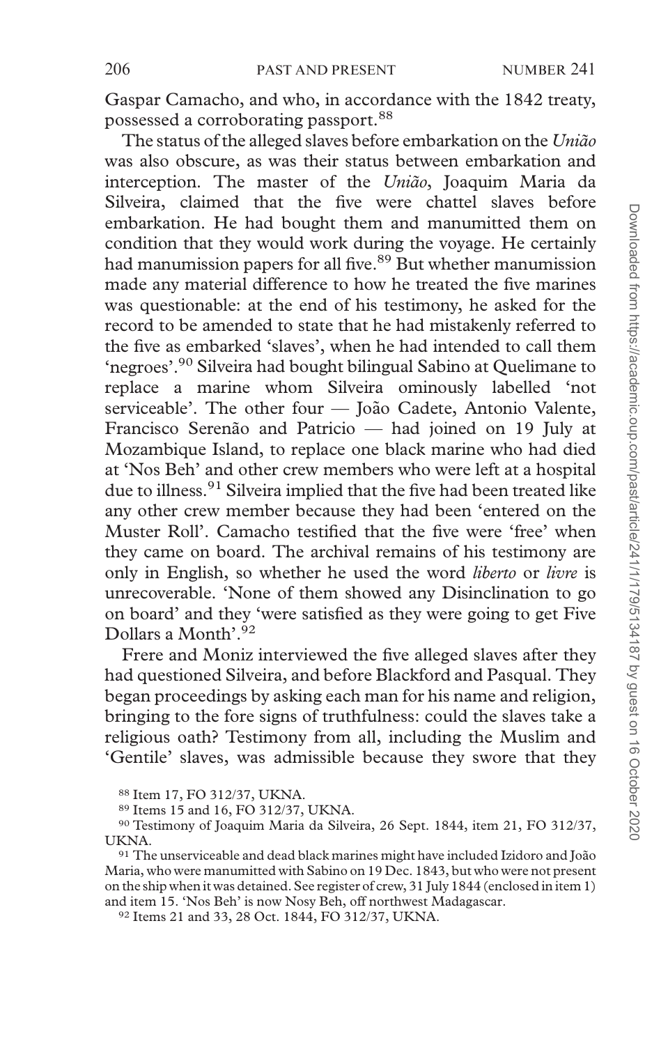Gaspar Camacho, and who, in accordance with the 1842 treaty, possessed a corroborating passport.[88]

The status of the alleged slaves before embarkation on the *União* was also obscure, as was their status between embarkation and interception. The master of the *União*, Joaquim Maria da Silveira, claimed that the five were chattel slaves before embarkation. He had bought them and manumitted them on condition that they would work during the voyage. He certainly had manumission papers for all five.[89] But whether manumission made any material difference to how he treated the five marines was questionable: at the end of his testimony, he asked for the record to be amended to state that he had mistakenly referred to the five as embarked 'slaves', when he had intended to call them 'negroes'.[90] Silveira had bought bilingual Sabino at Quelimane to replace a marine whom Silveira ominously labelled 'not serviceable'. The other four — João Cadete, Antonio Valente, Francisco Serenão and Patricio — had joined on 19 July at Mozambique Island, to replace one black marine who had died at 'Nos Beh' and other crew members who were left at a hospital due to illness.[91] Silveira implied that the five had been treated like any other crew member because they had been 'entered on the Muster Roll'. Camacho testified that the five were 'free' when they came on board. The archival remains of his testimony are only in English, so whether he used the word *liberto* or *livre* is unrecoverable. 'None of them showed any Disinclination to go on board' and they 'were satisfied as they were going to get Five Dollars a Month'.[92]

Frere and Moniz interviewed the five alleged slaves after they had questioned Silveira, and before Blackford and Pasqual. They began proceedings by asking each man for his name and religion, bringing to the fore signs of truthfulness: could the slaves take a religious oath? Testimony from all, including the Muslim and 'Gentile' slaves, was admissible because they swore that they

[88] Item 17, FO 312/37, UKNA.

[89] Items 15 and 16, FO 312/37, UKNA.

[90] Testimony of Joaquim Maria da Silveira, 26 Sept. 1844, item 21, FO 312/37, UKNA.

[91] The unserviceable and dead black marines might have included Izidoro and João Maria, who were manumitted with Sabino on 19 Dec. 1843, but who were not present on the ship when it was detained. See register of crew, 31 July 1844 (enclosed in item 1) and item 15. 'Nos Beh' is now Nosy Beh, off northwest Madagascar.

[92] Items 21 and 33, 28 Oct. 1844, FO 312/37, UKNA.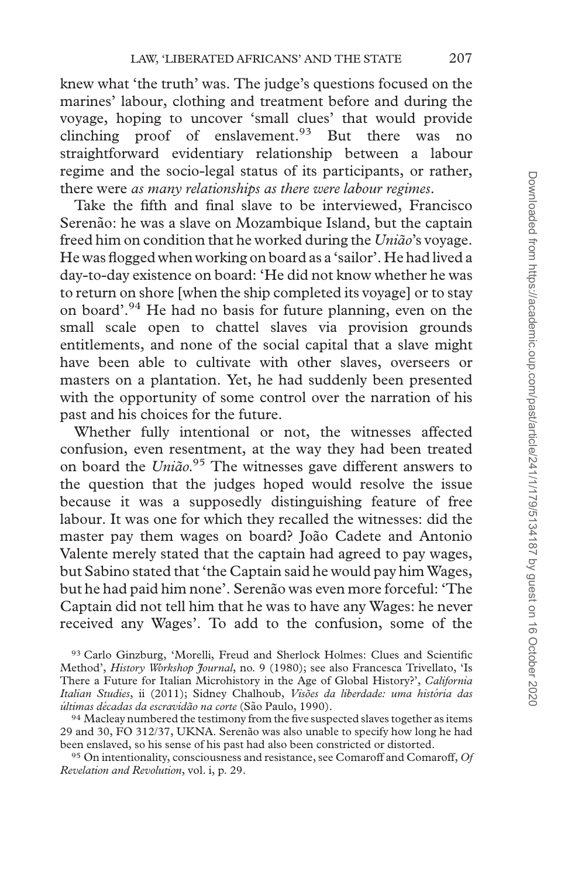knew what 'the truth' was. The judge's questions focused on the marines' labour, clothing and treatment before and during the voyage, hoping to uncover 'small clues' that would provide clinching proof of enslavement.[93] But there was no straightforward evidentiary relationship between a labour regime and the socio-legal status of its participants, or rather, there were *as many relationships as there were labour regimes*.

Take the fifth and final slave to be interviewed, Francisco Serenão: he was a slave on Mozambique Island, but the captain freed him on condition that he worked during the *União*'s voyage. He was flogged when working on board as a 'sailor'. He had lived a day-to-day existence on board: 'He did not know whether he was to return on shore [when the ship completed its voyage] or to stay on board'.[94] He had no basis for future planning, even on the small scale open to chattel slaves via provision grounds entitlements, and none of the social capital that a slave might have been able to cultivate with other slaves, overseers or masters on a plantation. Yet, he had suddenly been presented with the opportunity of some control over the narration of his past and his choices for the future.

Whether fully intentional or not, the witnesses affected confusion, even resentment, at the way they had been treated on board the *União*.[95] The witnesses gave different answers to the question that the judges hoped would resolve the issue because it was a supposedly distinguishing feature of free labour. It was one for which they recalled the witnesses: did the master pay them wages on board? João Cadete and Antonio Valente merely stated that the captain had agreed to pay wages, but Sabino stated that 'the Captain said he would pay him Wages, but he had paid him none'. Serenão was even more forceful: 'The Captain did not tell him that he was to have any Wages: he never received any Wages'. To add to the confusion, some of the

[93] Carlo Ginzburg, 'Morelli, Freud and Sherlock Holmes: Clues and Scientific Method', *History Workshop Journal*, no. 9 (1980); see also Francesca Trivellato, 'Is There a Future for Italian Microhistory in the Age of Global History?', *California Italian Studies*, ii (2011); Sidney Chalhoub, *Visões da liberdade: uma história das últimas décadas da escravidão na corte* (São Paulo, 1990).

[94] Macleay numbered the testimony from the five suspected slaves together as items 29 and 30, FO 312/37, UKNA. Serenão was also unable to specify how long he had been enslaved, so his sense of his past had also been constricted or distorted.

[95] On intentionality, consciousness and resistance, see Comaroff and Comaroff, *Of Revelation and Revolution*, vol. i, p. 29.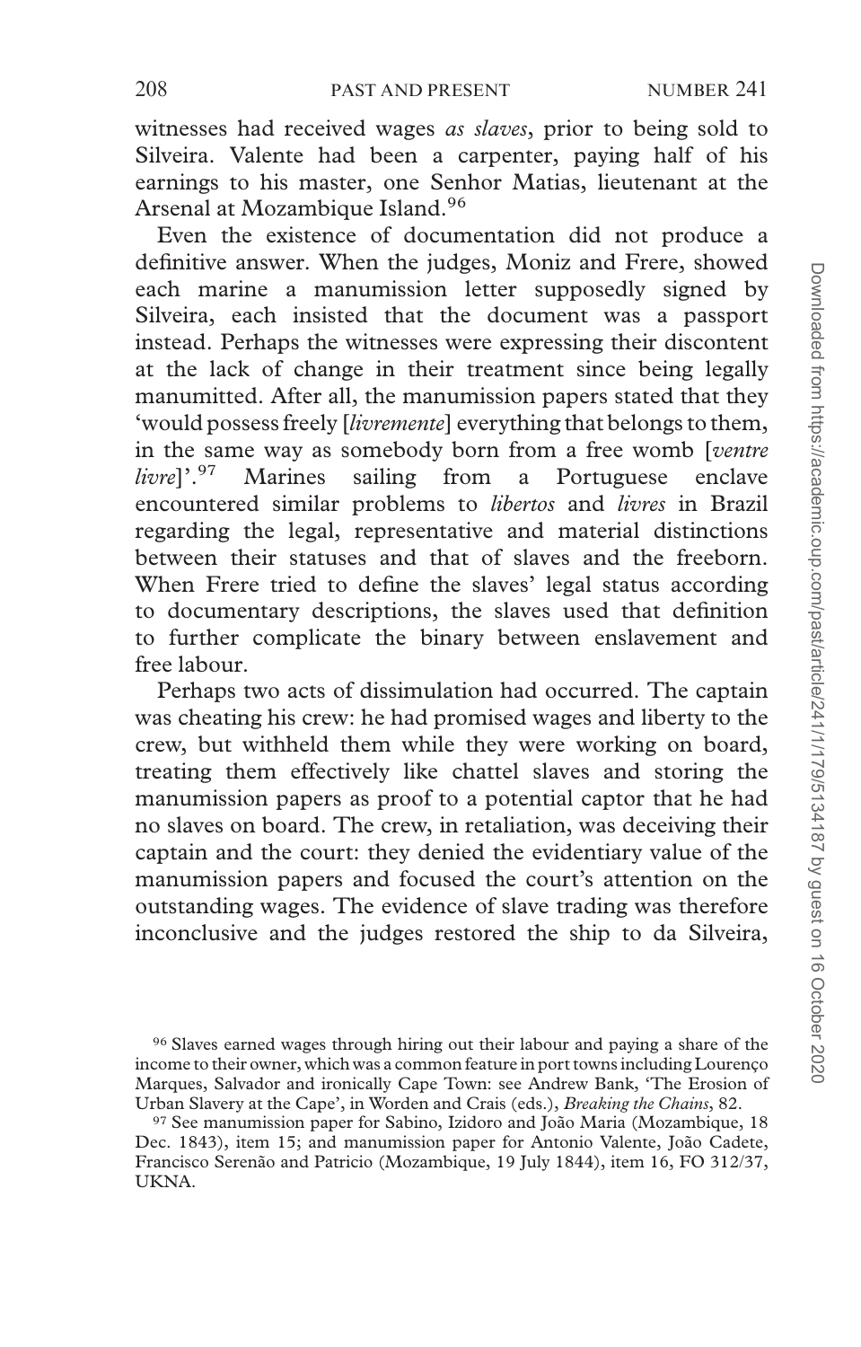witnesses had received wages *as slaves*, prior to being sold to Silveira. Valente had been a carpenter, paying half of his earnings to his master, one Senhor Matias, lieutenant at the Arsenal at Mozambique Island.[96]

Even the existence of documentation did not produce a definitive answer. When the judges, Moniz and Frere, showed each marine a manumission letter supposedly signed by Silveira, each insisted that the document was a passport instead. Perhaps the witnesses were expressing their discontent at the lack of change in their treatment since being legally manumitted. After all, the manumission papers stated that they 'would possess freely [*livremente*] everything that belongs to them, in the same way as somebody born from a free womb [*ventre livre*]'.[97] Marines sailing from a Portuguese enclave encountered similar problems to *libertos* and *livres* in Brazil regarding the legal, representative and material distinctions between their statuses and that of slaves and the freeborn. When Frere tried to define the slaves' legal status according to documentary descriptions, the slaves used that definition to further complicate the binary between enslavement and free labour.

Perhaps two acts of dissimulation had occurred. The captain was cheating his crew: he had promised wages and liberty to the crew, but withheld them while they were working on board, treating them effectively like chattel slaves and storing the manumission papers as proof to a potential captor that he had no slaves on board. The crew, in retaliation, was deceiving their captain and the court: they denied the evidentiary value of the manumission papers and focused the court's attention on the outstanding wages. The evidence of slave trading was therefore inconclusive and the judges restored the ship to da Silveira,

[96] Slaves earned wages through hiring out their labour and paying a share of the income to their owner, which was a common feature in port towns including Lourenço Marques, Salvador and ironically Cape Town: see Andrew Bank, 'The Erosion of Urban Slavery at the Cape', in Worden and Crais (eds.), *Breaking the Chains*, 82.

[97] See manumission paper for Sabino, Izidoro and João Maria (Mozambique, 18 Dec. 1843), item 15; and manumission paper for Antonio Valente, João Cadete, Francisco Serenão and Patricio (Mozambique, 19 July 1844), item 16, FO 312/37, UKNA.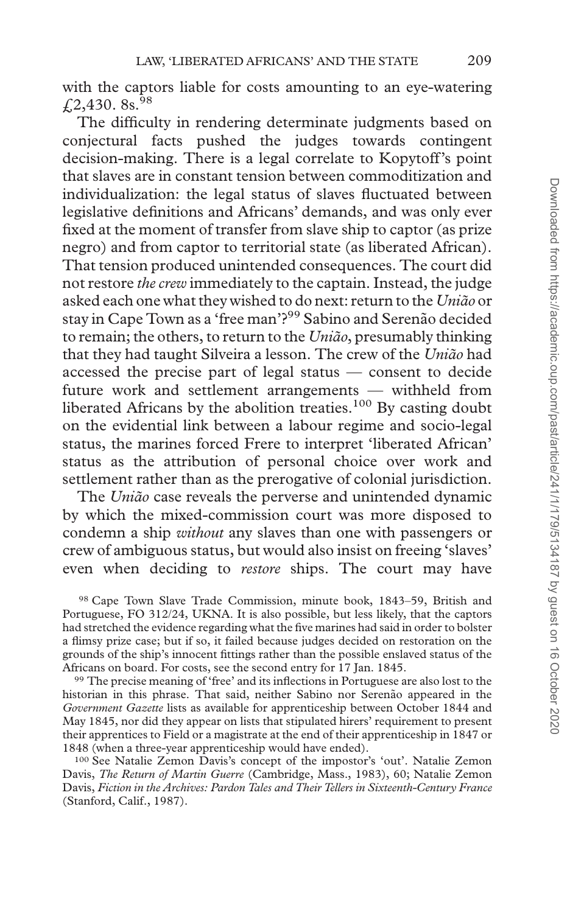with the captors liable for costs amounting to an eye-watering £2,430. 8s.[98]

The difficulty in rendering determinate judgments based on conjectural facts pushed the judges towards contingent decision-making. There is a legal correlate to Kopytoff's point that slaves are in constant tension between commoditization and individualization: the legal status of slaves fluctuated between legislative definitions and Africans' demands, and was only ever fixed at the moment of transfer from slave ship to captor (as prize negro) and from captor to territorial state (as liberated African). That tension produced unintended consequences. The court did not restore *the crew* immediately to the captain. Instead, the judge asked each one what they wished to do next: return to the *União* or stay in Cape Town as a 'free man'?[99] Sabino and Serenão decided to remain; the others, to return to the *União*, presumably thinking that they had taught Silveira a lesson. The crew of the *União* had accessed the precise part of legal status — consent to decide future work and settlement arrangements — withheld from liberated Africans by the abolition treaties.[100] By casting doubt on the evidential link between a labour regime and socio-legal status, the marines forced Frere to interpret 'liberated African' status as the attribution of personal choice over work and settlement rather than as the prerogative of colonial jurisdiction.

The *União* case reveals the perverse and unintended dynamic by which the mixed-commission court was more disposed to condemn a ship *without* any slaves than one with passengers or crew of ambiguous status, but would also insist on freeing 'slaves' even when deciding to *restore* ships. The court may have

[98] Cape Town Slave Trade Commission, minute book, 1843–59, British and Portuguese, FO 312/24, UKNA. It is also possible, but less likely, that the captors had stretched the evidence regarding what the five marines had said in order to bolster a flimsy prize case; but if so, it failed because judges decided on restoration on the grounds of the ship's innocent fittings rather than the possible enslaved status of the Africans on board. For costs, see the second entry for 17 Jan. 1845.

[99] The precise meaning of 'free' and its inflections in Portuguese are also lost to the historian in this phrase. That said, neither Sabino nor Serenão appeared in the *Government Gazette* lists as available for apprenticeship between October 1844 and May 1845, nor did they appear on lists that stipulated hirers' requirement to present their apprentices to Field or a magistrate at the end of their apprenticeship in 1847 or 1848 (when a three-year apprenticeship would have ended).

[100] See Natalie Zemon Davis's concept of the impostor's 'out'. Natalie Zemon Davis, *The Return of Martin Guerre* (Cambridge, Mass., 1983), 60; Natalie Zemon Davis, *Fiction in the Archives: Pardon Tales and Their Tellers in Sixteenth-Century France* (Stanford, Calif., 1987).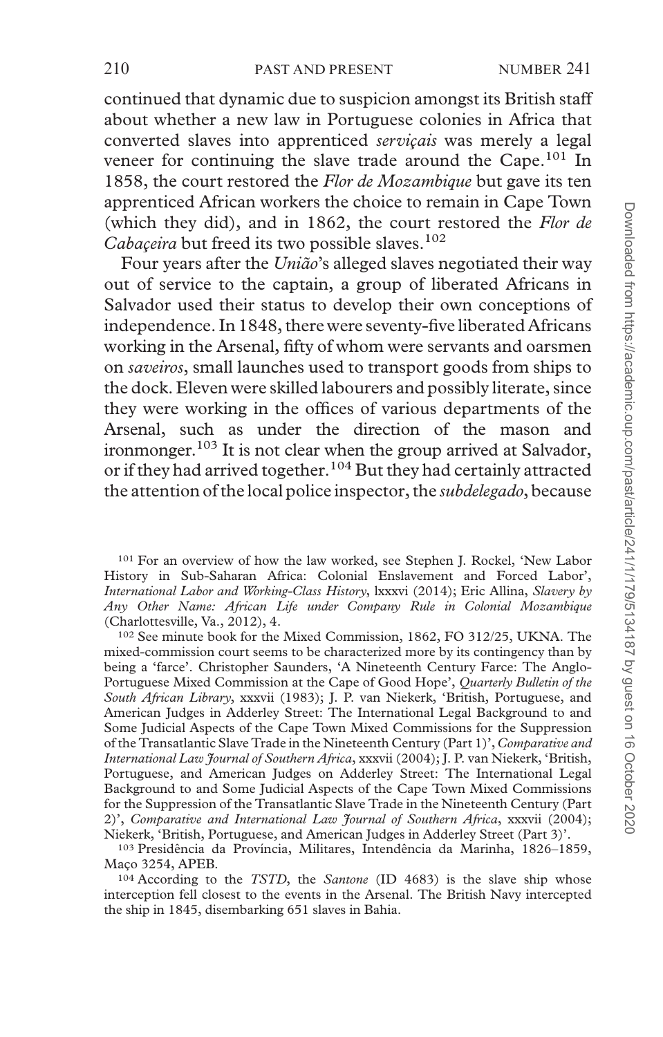continued that dynamic due to suspicion amongst its British staff about whether a new law in Portuguese colonies in Africa that converted slaves into apprenticed *serviçais* was merely a legal veneer for continuing the slave trade around the Cape.[101] In 1858, the court restored the *Flor de Mozambique* but gave its ten apprenticed African workers the choice to remain in Cape Town (which they did), and in 1862, the court restored the *Flor de Cabaçeira* but freed its two possible slaves.[102]

Four years after the *União*'s alleged slaves negotiated their way out of service to the captain, a group of liberated Africans in Salvador used their status to develop their own conceptions of independence. In 1848, there were seventy-five liberated Africans working in the Arsenal, fifty of whom were servants and oarsmen on *saveiros*, small launches used to transport goods from ships to the dock. Eleven were skilled labourers and possibly literate, since they were working in the offices of various departments of the Arsenal, such as under the direction of the mason and ironmonger.[103] It is not clear when the group arrived at Salvador, or if they had arrived together.[104] But they had certainly attracted the attention of the local police inspector, the *subdelegado*, because

[101] For an overview of how the law worked, see Stephen J. Rockel, 'New Labor History in Sub-Saharan Africa: Colonial Enslavement and Forced Labor', *International Labor and Working-Class History*, lxxxvi (2014); Eric Allina, *Slavery by Any Other Name: African Life under Company Rule in Colonial Mozambique* (Charlottesville, Va., 2012), 4.

[102] See minute book for the Mixed Commission, 1862, FO 312/25, UKNA. The mixed-commission court seems to be characterized more by its contingency than by being a 'farce'. Christopher Saunders, 'A Nineteenth Century Farce: The Anglo-Portuguese Mixed Commission at the Cape of Good Hope', *Quarterly Bulletin of the South African Library*, xxxvii (1983); J. P. van Niekerk, 'British, Portuguese, and American Judges in Adderley Street: The International Legal Background to and Some Judicial Aspects of the Cape Town Mixed Commissions for the Suppression of the Transatlantic Slave Trade in the Nineteenth Century (Part 1)', *Comparative and International Law Journal of Southern Africa*, xxxvii (2004); J. P. van Niekerk, 'British, Portuguese, and American Judges on Adderley Street: The International Legal Background to and Some Judicial Aspects of the Cape Town Mixed Commissions for the Suppression of the Transatlantic Slave Trade in the Nineteenth Century (Part 2)', *Comparative and International Law Journal of Southern Africa*, xxxvii (2004); Niekerk, 'British, Portuguese, and American Judges in Adderley Street (Part 3)'.

[103] Presidência da Província, Militares, Intendência da Marinha, 1826–1859, Maço 3254, APEB.

[104] According to the *TSTD*, the *Santone* (ID 4683) is the slave ship whose interception fell closest to the events in the Arsenal. The British Navy intercepted the ship in 1845, disembarking 651 slaves in Bahia.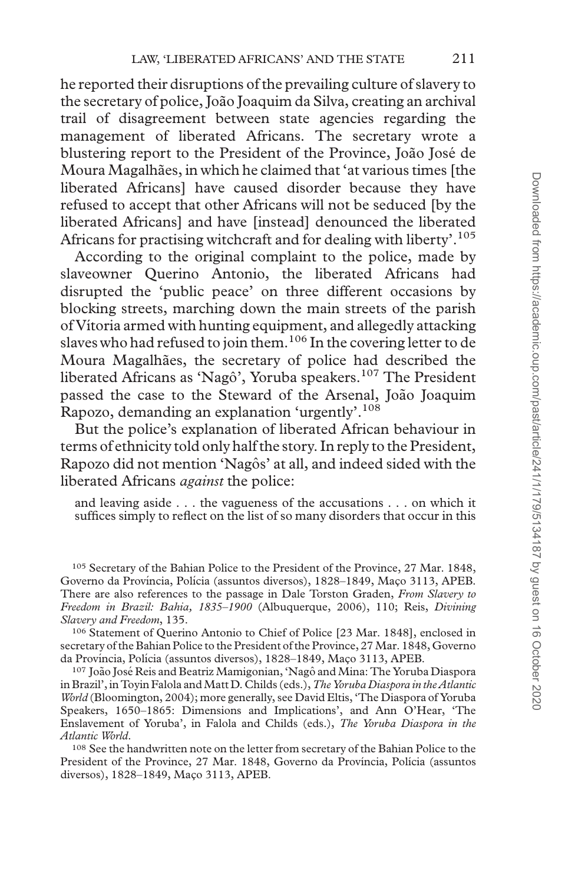he reported their disruptions of the prevailing culture of slavery to the secretary of police, João Joaquim da Silva, creating an archival trail of disagreement between state agencies regarding the management of liberated Africans. The secretary wrote a blustering report to the President of the Province, João José de Moura Magalhães, in which he claimed that 'at various times [the liberated Africans] have caused disorder because they have refused to accept that other Africans will not be seduced [by the liberated Africans] and have [instead] denounced the liberated Africans for practising witchcraft and for dealing with liberty'.[105]

According to the original complaint to the police, made by slaveowner Querino Antonio, the liberated Africans had disrupted the 'public peace' on three different occasions by blocking streets, marching down the main streets of the parish of Vítoria armed with hunting equipment, and allegedly attacking slaves who had refused to join them.[106] In the covering letter to de Moura Magalhães, the secretary of police had described the liberated Africans as 'Nagô', Yoruba speakers.[107] The President passed the case to the Steward of the Arsenal, João Joaquim Rapozo, demanding an explanation 'urgently'.[108]

But the police's explanation of liberated African behaviour in terms of ethnicity told only half the story. In reply to the President, Rapozo did not mention 'Nagôs' at all, and indeed sided with the liberated Africans *against* the police:

> and leaving aside . . . the vagueness of the accusations . . . on which it suffices simply to reflect on the list of so many disorders that occur in this

[105] Secretary of the Bahian Police to the President of the Province, 27 Mar. 1848, Governo da Província, Polícia (assuntos diversos), 1828–1849, Maço 3113, APEB. There are also references to the passage in Dale Torston Graden, *From Slavery to Freedom in Brazil: Bahia, 1835–1900* (Albuquerque, 2006), 110; Reis, *Divining Slavery and Freedom*, 135.

[106] Statement of Querino Antonio to Chief of Police [23 Mar. 1848], enclosed in secretary of the Bahian Police to the President of the Province, 27 Mar. 1848, Governo da Província, Polícia (assuntos diversos), 1828–1849, Maço 3113, APEB.

[107] João José Reis and Beatriz Mamigonian, 'Nagô and Mina: The Yoruba Diaspora in Brazil', in Toyin Falola and Matt D. Childs (eds.), *The Yoruba Diaspora in the Atlantic World* (Bloomington, 2004); more generally, see David Eltis, 'The Diaspora of Yoruba Speakers, 1650–1865: Dimensions and Implications', and Ann O'Hear, 'The Enslavement of Yoruba', in Falola and Childs (eds.), *The Yoruba Diaspora in the Atlantic World*.

[108] See the handwritten note on the letter from secretary of the Bahian Police to the President of the Province, 27 Mar. 1848, Governo da Província, Polícia (assuntos diversos), 1828–1849, Maço 3113, APEB.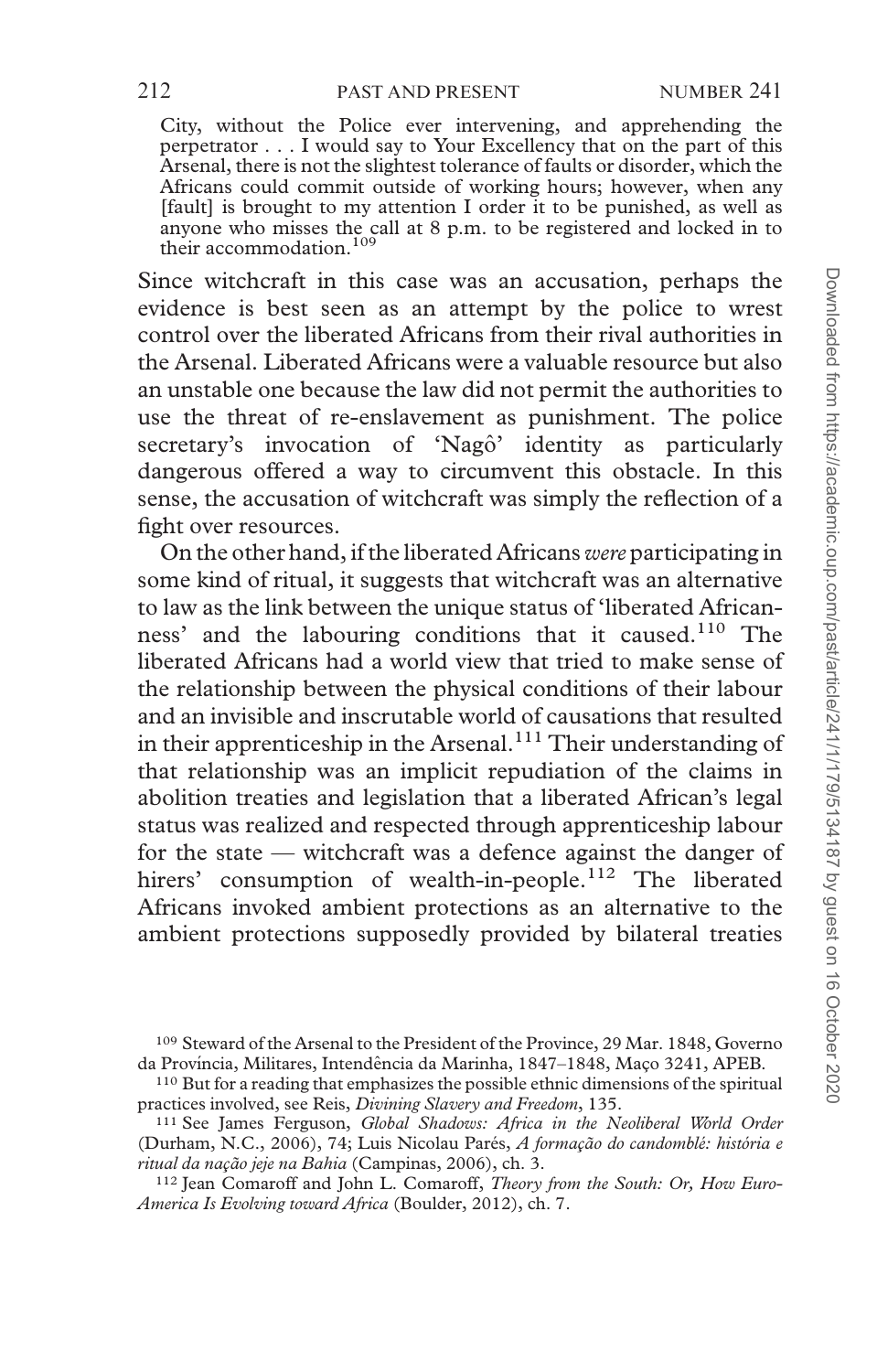> City, without the Police ever intervening, and apprehending the perpetrator . . . I would say to Your Excellency that on the part of this Arsenal, there is not the slightest tolerance of faults or disorder, which the Africans could commit outside of working hours; however, when any [fault] is brought to my attention I order it to be punished, as well as anyone who misses the call at 8 p.m. to be registered and locked in to their accommodation.[109]

Since witchcraft in this case was an accusation, perhaps the evidence is best seen as an attempt by the police to wrest control over the liberated Africans from their rival authorities in the Arsenal. Liberated Africans were a valuable resource but also an unstable one because the law did not permit the authorities to use the threat of re-enslavement as punishment. The police secretary's invocation of 'Nagô' identity as particularly dangerous offered a way to circumvent this obstacle. In this sense, the accusation of witchcraft was simply the reflection of a fight over resources.

On the other hand, if the liberated Africans *were* participating in some kind of ritual, it suggests that witchcraft was an alternative to law as the link between the unique status of 'liberated Africanness' and the labouring conditions that it caused.[110] The liberated Africans had a world view that tried to make sense of the relationship between the physical conditions of their labour and an invisible and inscrutable world of causations that resulted in their apprenticeship in the Arsenal.[111] Their understanding of that relationship was an implicit repudiation of the claims in abolition treaties and legislation that a liberated African's legal status was realized and respected through apprenticeship labour for the state — witchcraft was a defence against the danger of hirers' consumption of wealth-in-people.[112] The liberated Africans invoked ambient protections as an alternative to the ambient protections supposedly provided by bilateral treaties

[109] Steward of the Arsenal to the President of the Province, 29 Mar. 1848, Governo da Província, Militares, Intendência da Marinha, 1847–1848, Maço 3241, APEB.

[110] But for a reading that emphasizes the possible ethnic dimensions of the spiritual practices involved, see Reis, *Divining Slavery and Freedom*, 135.

[111] See James Ferguson, *Global Shadows: Africa in the Neoliberal World Order* (Durham, N.C., 2006), 74; Luis Nicolau Parés, *A formação do candomblé: história e ritual da nação jeje na Bahia* (Campinas, 2006), ch. 3.

[112] Jean Comaroff and John L. Comaroff, *Theory from the South: Or, How Euro-America Is Evolving toward Africa* (Boulder, 2012), ch. 7.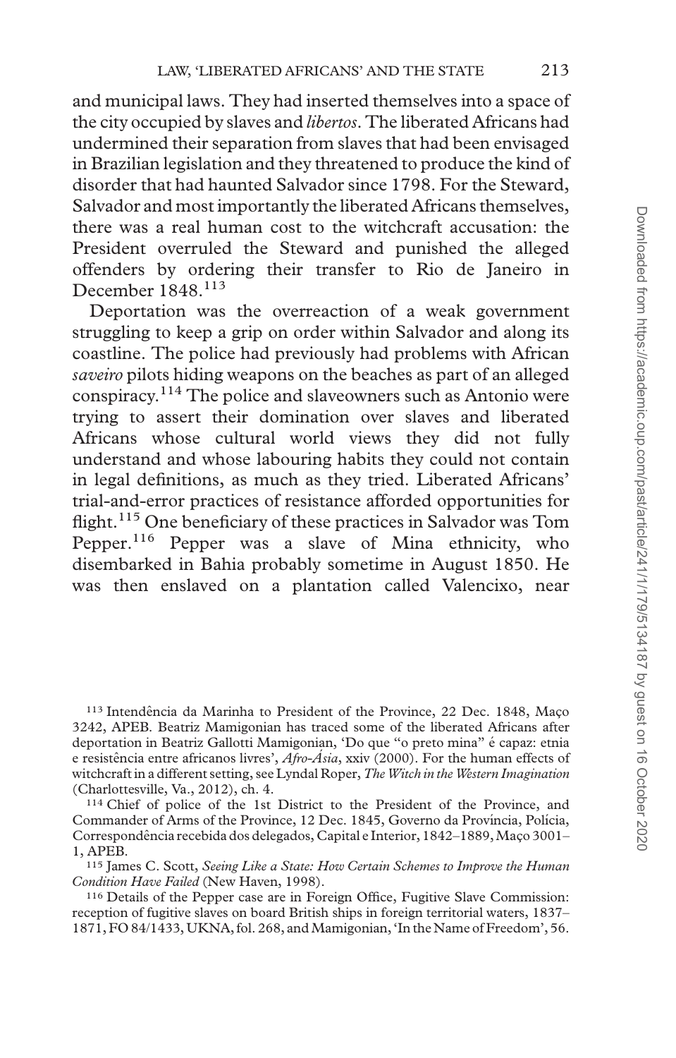and municipal laws. They had inserted themselves into a space of the city occupied by slaves and *libertos*. The liberated Africans had undermined their separation from slaves that had been envisaged in Brazilian legislation and they threatened to produce the kind of disorder that had haunted Salvador since 1798. For the Steward, Salvador and most importantly the liberated Africans themselves, there was a real human cost to the witchcraft accusation: the President overruled the Steward and punished the alleged offenders by ordering their transfer to Rio de Janeiro in December 1848.[113]

Deportation was the overreaction of a weak government struggling to keep a grip on order within Salvador and along its coastline. The police had previously had problems with African *saveiro* pilots hiding weapons on the beaches as part of an alleged conspiracy.[114] The police and slaveowners such as Antonio were trying to assert their domination over slaves and liberated Africans whose cultural world views they did not fully understand and whose labouring habits they could not contain in legal definitions, as much as they tried. Liberated Africans' trial-and-error practices of resistance afforded opportunities for flight.[115] One beneficiary of these practices in Salvador was Tom Pepper.[116] Pepper was a slave of Mina ethnicity, who disembarked in Bahia probably sometime in August 1850. He was then enslaved on a plantation called Valencixo, near

[113] Intendência da Marinha to President of the Province, 22 Dec. 1848, Maço 3242, APEB. Beatriz Mamigonian has traced some of the liberated Africans after deportation in Beatriz Gallotti Mamigonian, 'Do que "o preto mina" é capaz: etnia e resistência entre africanos livres', *Afro-Ásia*, xxiv (2000). For the human effects of witchcraft in a different setting, see Lyndal Roper, *The Witch in the Western Imagination* (Charlottesville, Va., 2012), ch. 4.

[114] Chief of police of the 1st District to the President of the Province, and Commander of Arms of the Province, 12 Dec. 1845, Governo da Província, Polícia, Correspondência recebida dos delegados, Capital e Interior, 1842–1889, Maço 3001–1, APEB.

[115] James C. Scott, *Seeing Like a State: How Certain Schemes to Improve the Human Condition Have Failed* (New Haven, 1998).

[116] Details of the Pepper case are in Foreign Office, Fugitive Slave Commission: reception of fugitive slaves on board British ships in foreign territorial waters, 1837–1871, FO 84/1433, UKNA, fol. 268, and Mamigonian, 'In the Name of Freedom', 56.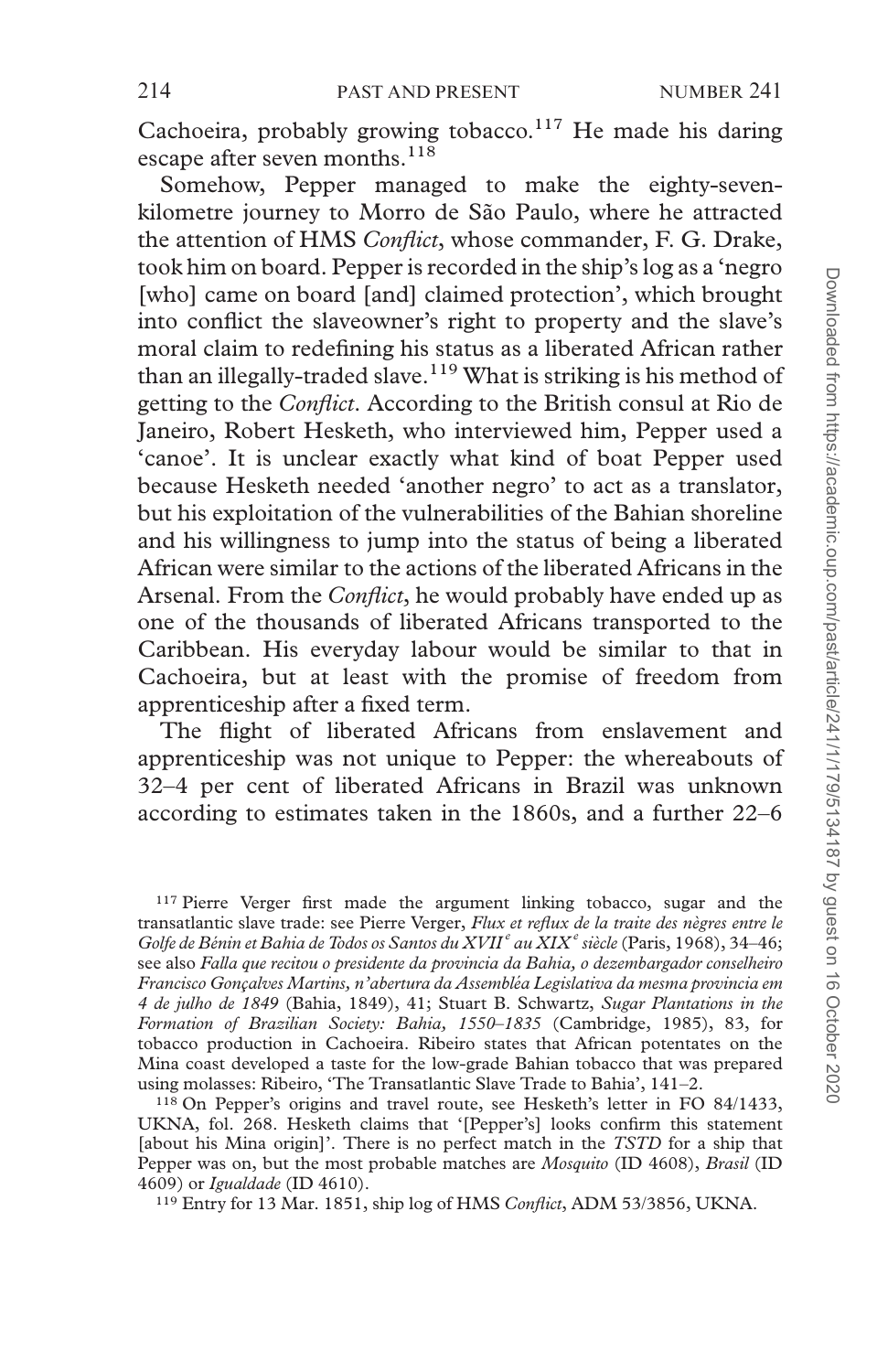Cachoeira, probably growing tobacco.[117] He made his daring escape after seven months.[118]

Somehow, Pepper managed to make the eighty-seven-kilometre journey to Morro de São Paulo, where he attracted the attention of HMS *Conflict*, whose commander, F. G. Drake, took him on board. Pepper is recorded in the ship's log as a 'negro [who] came on board [and] claimed protection', which brought into conflict the slaveowner's right to property and the slave's moral claim to redefining his status as a liberated African rather than an illegally-traded slave.[119] What is striking is his method of getting to the *Conflict*. According to the British consul at Rio de Janeiro, Robert Hesketh, who interviewed him, Pepper used a 'canoe'. It is unclear exactly what kind of boat Pepper used because Hesketh needed 'another negro' to act as a translator, but his exploitation of the vulnerabilities of the Bahian shoreline and his willingness to jump into the status of being a liberated African were similar to the actions of the liberated Africans in the Arsenal. From the *Conflict*, he would probably have ended up as one of the thousands of liberated Africans transported to the Caribbean. His everyday labour would be similar to that in Cachoeira, but at least with the promise of freedom from apprenticeship after a fixed term.

The flight of liberated Africans from enslavement and apprenticeship was not unique to Pepper: the whereabouts of 32–4 per cent of liberated Africans in Brazil was unknown according to estimates taken in the 1860s, and a further 22–6

---

[117] Pierre Verger first made the argument linking tobacco, sugar and the transatlantic slave trade: see Pierre Verger, *Flux et reflux de la traite des nègres entre le Golfe de Bénin et Bahia de Todos os Santos du XVII^e au XIX^e siècle* (Paris, 1968), 34–46; see also *Falla que recitou o presidente da provincia da Bahia, o dezembargador conselheiro Francisco Gonçalves Martins, n'abertura da Assembléa Legislativa da mesma provincia em 4 de julho de 1849* (Bahia, 1849), 41; Stuart B. Schwartz, *Sugar Plantations in the Formation of Brazilian Society: Bahia, 1550–1835* (Cambridge, 1985), 83, for tobacco production in Cachoeira. Ribeiro states that African potentates on the Mina coast developed a taste for the low-grade Bahian tobacco that was prepared using molasses: Ribeiro, 'The Transatlantic Slave Trade to Bahia', 141–2.

[118] On Pepper's origins and travel route, see Hesketh's letter in FO 84/1433, UKNA, fol. 268. Hesketh claims that '[Pepper's] looks confirm this statement [about his Mina origin]'. There is no perfect match in the *TSTD* for a ship that Pepper was on, but the most probable matches are *Mosquito* (ID 4608), *Brasil* (ID 4609) or *Igualdade* (ID 4610).

[119] Entry for 13 Mar. 1851, ship log of HMS *Conflict*, ADM 53/3856, UKNA.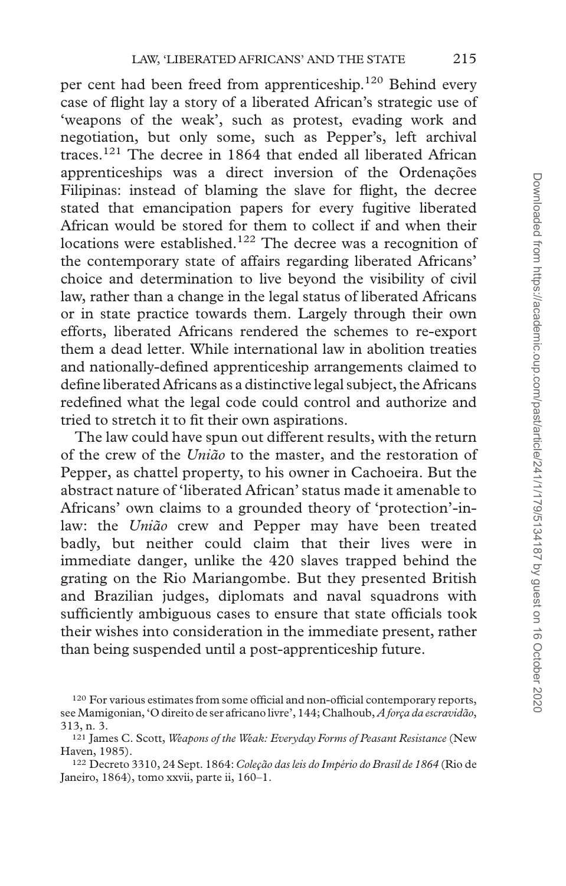per cent had been freed from apprenticeship.[120] Behind every case of flight lay a story of a liberated African's strategic use of 'weapons of the weak', such as protest, evading work and negotiation, but only some, such as Pepper's, left archival traces.[121] The decree in 1864 that ended all liberated African apprenticeships was a direct inversion of the Ordenações Filipinas: instead of blaming the slave for flight, the decree stated that emancipation papers for every fugitive liberated African would be stored for them to collect if and when their locations were established.[122] The decree was a recognition of the contemporary state of affairs regarding liberated Africans' choice and determination to live beyond the visibility of civil law, rather than a change in the legal status of liberated Africans or in state practice towards them. Largely through their own efforts, liberated Africans rendered the schemes to re-export them a dead letter. While international law in abolition treaties and nationally-defined apprenticeship arrangements claimed to define liberated Africans as a distinctive legal subject, the Africans redefined what the legal code could control and authorize and tried to stretch it to fit their own aspirations.

The law could have spun out different results, with the return of the crew of the *União* to the master, and the restoration of Pepper, as chattel property, to his owner in Cachoeira. But the abstract nature of 'liberated African' status made it amenable to Africans' own claims to a grounded theory of 'protection'-in-law: the *União* crew and Pepper may have been treated badly, but neither could claim that their lives were in immediate danger, unlike the 420 slaves trapped behind the grating on the Rio Mariangombe. But they presented British and Brazilian judges, diplomats and naval squadrons with sufficiently ambiguous cases to ensure that state officials took their wishes into consideration in the immediate present, rather than being suspended until a post-apprenticeship future.

---

[120] For various estimates from some official and non-official contemporary reports, see Mamigonian, 'O direito de ser africano livre', 144; Chalhoub, *A força da escravidão*, 313, n. 3.

[121] James C. Scott, *Weapons of the Weak: Everyday Forms of Peasant Resistance* (New Haven, 1985).

[122] Decreto 3310, 24 Sept. 1864: *Coleção das leis do Império do Brasil de 1864* (Rio de Janeiro, 1864), tomo xxvii, parte ii, 160–1.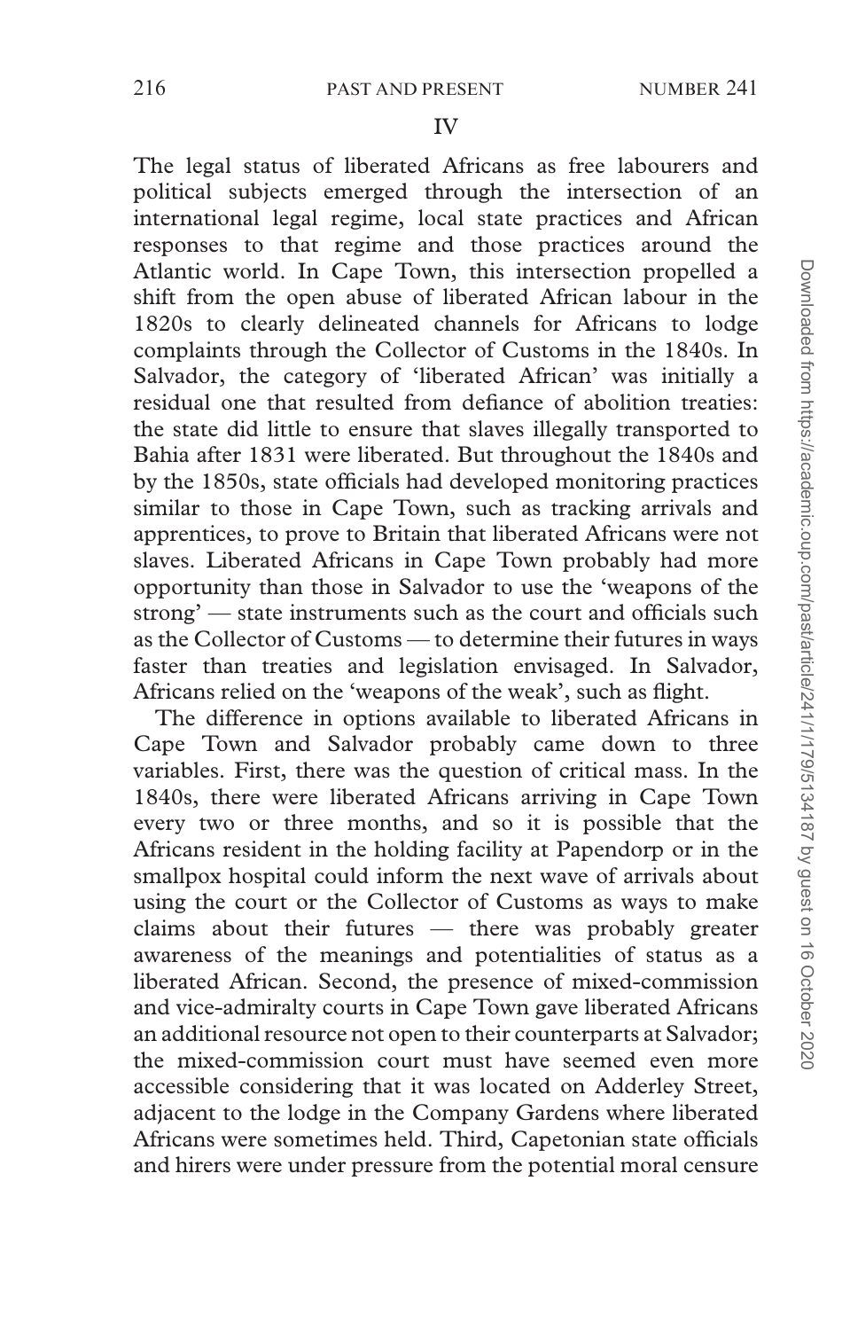## IV

The legal status of liberated Africans as free labourers and political subjects emerged through the intersection of an international legal regime, local state practices and African responses to that regime and those practices around the Atlantic world. In Cape Town, this intersection propelled a shift from the open abuse of liberated African labour in the 1820s to clearly delineated channels for Africans to lodge complaints through the Collector of Customs in the 1840s. In Salvador, the category of 'liberated African' was initially a residual one that resulted from defiance of abolition treaties: the state did little to ensure that slaves illegally transported to Bahia after 1831 were liberated. But throughout the 1840s and by the 1850s, state officials had developed monitoring practices similar to those in Cape Town, such as tracking arrivals and apprentices, to prove to Britain that liberated Africans were not slaves. Liberated Africans in Cape Town probably had more opportunity than those in Salvador to use the 'weapons of the strong' — state instruments such as the court and officials such as the Collector of Customs — to determine their futures in ways faster than treaties and legislation envisaged. In Salvador, Africans relied on the 'weapons of the weak', such as flight.

The difference in options available to liberated Africans in Cape Town and Salvador probably came down to three variables. First, there was the question of critical mass. In the 1840s, there were liberated Africans arriving in Cape Town every two or three months, and so it is possible that the Africans resident in the holding facility at Papendorp or in the smallpox hospital could inform the next wave of arrivals about using the court or the Collector of Customs as ways to make claims about their futures — there was probably greater awareness of the meanings and potentialities of status as a liberated African. Second, the presence of mixed-commission and vice-admiralty courts in Cape Town gave liberated Africans an additional resource not open to their counterparts at Salvador; the mixed-commission court must have seemed even more accessible considering that it was located on Adderley Street, adjacent to the lodge in the Company Gardens where liberated Africans were sometimes held. Third, Capetonian state officials and hirers were under pressure from the potential moral censure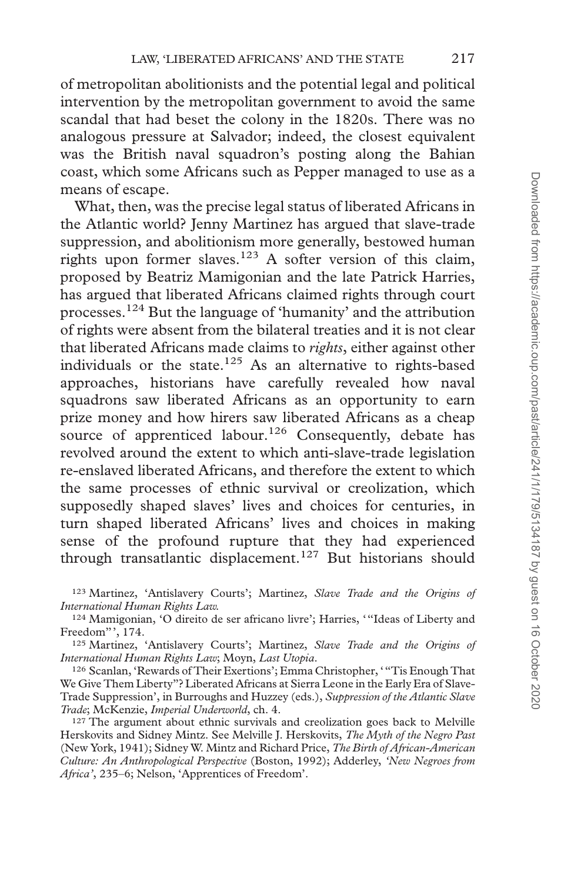of metropolitan abolitionists and the potential legal and political intervention by the metropolitan government to avoid the same scandal that had beset the colony in the 1820s. There was no analogous pressure at Salvador; indeed, the closest equivalent was the British naval squadron's posting along the Bahian coast, which some Africans such as Pepper managed to use as a means of escape.

What, then, was the precise legal status of liberated Africans in the Atlantic world? Jenny Martinez has argued that slave-trade suppression, and abolitionism more generally, bestowed human rights upon former slaves.[123] A softer version of this claim, proposed by Beatriz Mamigonian and the late Patrick Harries, has argued that liberated Africans claimed rights through court processes.[124] But the language of 'humanity' and the attribution of rights were absent from the bilateral treaties and it is not clear that liberated Africans made claims to *rights*, either against other individuals or the state.[125] As an alternative to rights-based approaches, historians have carefully revealed how naval squadrons saw liberated Africans as an opportunity to earn prize money and how hirers saw liberated Africans as a cheap source of apprenticed labour.[126] Consequently, debate has revolved around the extent to which anti-slave-trade legislation re-enslaved liberated Africans, and therefore the extent to which the same processes of ethnic survival or creolization, which supposedly shaped slaves' lives and choices for centuries, in turn shaped liberated Africans' lives and choices in making sense of the profound rupture that they had experienced through transatlantic displacement.[127] But historians should

[123] Martinez, 'Antislavery Courts'; Martinez, *Slave Trade and the Origins of International Human Rights Law.*

[124] Mamigonian, 'O direito de ser africano livre'; Harries, '"Ideas of Liberty and Freedom"', 174.

[125] Martinez, 'Antislavery Courts'; Martinez, *Slave Trade and the Origins of International Human Rights Law*; Moyn, *Last Utopia*.

[126] Scanlan, 'Rewards of Their Exertions'; Emma Christopher, '"Tis Enough That We Give Them Liberty"? Liberated Africans at Sierra Leone in the Early Era of Slave-Trade Suppression', in Burroughs and Huzzey (eds.), *Suppression of the Atlantic Slave Trade*; McKenzie, *Imperial Underworld*, ch. 4.

[127] The argument about ethnic survivals and creolization goes back to Melville Herskovits and Sidney Mintz. See Melville J. Herskovits, *The Myth of the Negro Past* (New York, 1941); Sidney W. Mintz and Richard Price, *The Birth of African-American Culture: An Anthropological Perspective* (Boston, 1992); Adderley, *'New Negroes from Africa'*, 235–6; Nelson, 'Apprentices of Freedom'.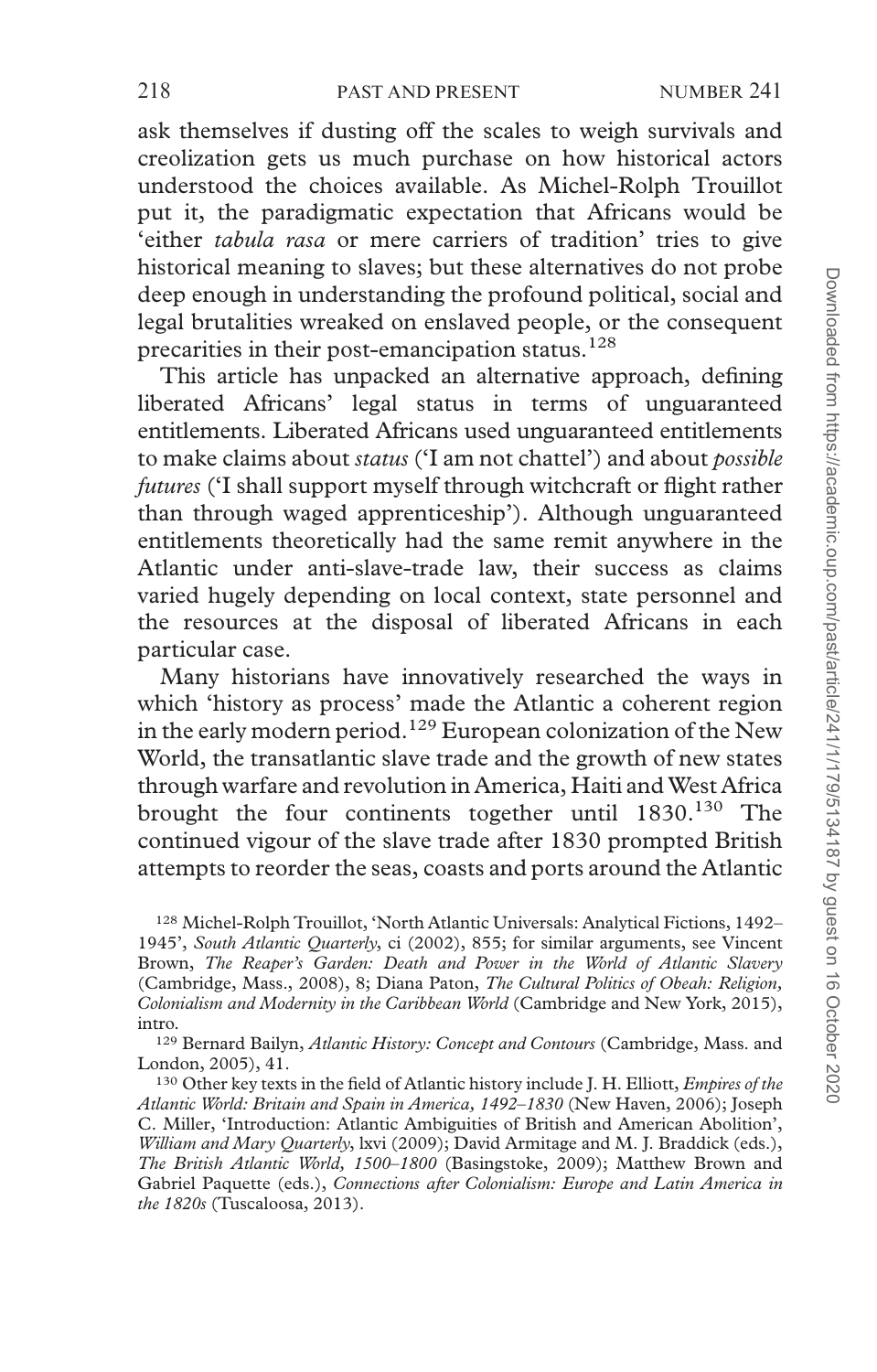ask themselves if dusting off the scales to weigh survivals and creolization gets us much purchase on how historical actors understood the choices available. As Michel-Rolph Trouillot put it, the paradigmatic expectation that Africans would be 'either *tabula rasa* or mere carriers of tradition' tries to give historical meaning to slaves; but these alternatives do not probe deep enough in understanding the profound political, social and legal brutalities wreaked on enslaved people, or the consequent precarities in their post-emancipation status.[128]

This article has unpacked an alternative approach, defining liberated Africans' legal status in terms of unguaranteed entitlements. Liberated Africans used unguaranteed entitlements to make claims about *status* ('I am not chattel') and about *possible futures* ('I shall support myself through witchcraft or flight rather than through waged apprenticeship'). Although unguaranteed entitlements theoretically had the same remit anywhere in the Atlantic under anti-slave-trade law, their success as claims varied hugely depending on local context, state personnel and the resources at the disposal of liberated Africans in each particular case.

Many historians have innovatively researched the ways in which 'history as process' made the Atlantic a coherent region in the early modern period.[129] European colonization of the New World, the transatlantic slave trade and the growth of new states through warfare and revolution in America, Haiti and West Africa brought the four continents together until 1830.[130] The continued vigour of the slave trade after 1830 prompted British attempts to reorder the seas, coasts and ports around the Atlantic

[128] Michel-Rolph Trouillot, 'North Atlantic Universals: Analytical Fictions, 1492–1945', *South Atlantic Quarterly*, ci (2002), 855; for similar arguments, see Vincent Brown, *The Reaper's Garden: Death and Power in the World of Atlantic Slavery* (Cambridge, Mass., 2008), 8; Diana Paton, *The Cultural Politics of Obeah: Religion, Colonialism and Modernity in the Caribbean World* (Cambridge and New York, 2015), intro.

[129] Bernard Bailyn, *Atlantic History: Concept and Contours* (Cambridge, Mass. and London, 2005), 41.

[130] Other key texts in the field of Atlantic history include J. H. Elliott, *Empires of the Atlantic World: Britain and Spain in America, 1492–1830* (New Haven, 2006); Joseph C. Miller, 'Introduction: Atlantic Ambiguities of British and American Abolition', *William and Mary Quarterly*, lxvi (2009); David Armitage and M. J. Braddick (eds.), *The British Atlantic World, 1500–1800* (Basingstoke, 2009); Matthew Brown and Gabriel Paquette (eds.), *Connections after Colonialism: Europe and Latin America in the 1820s* (Tuscaloosa, 2013).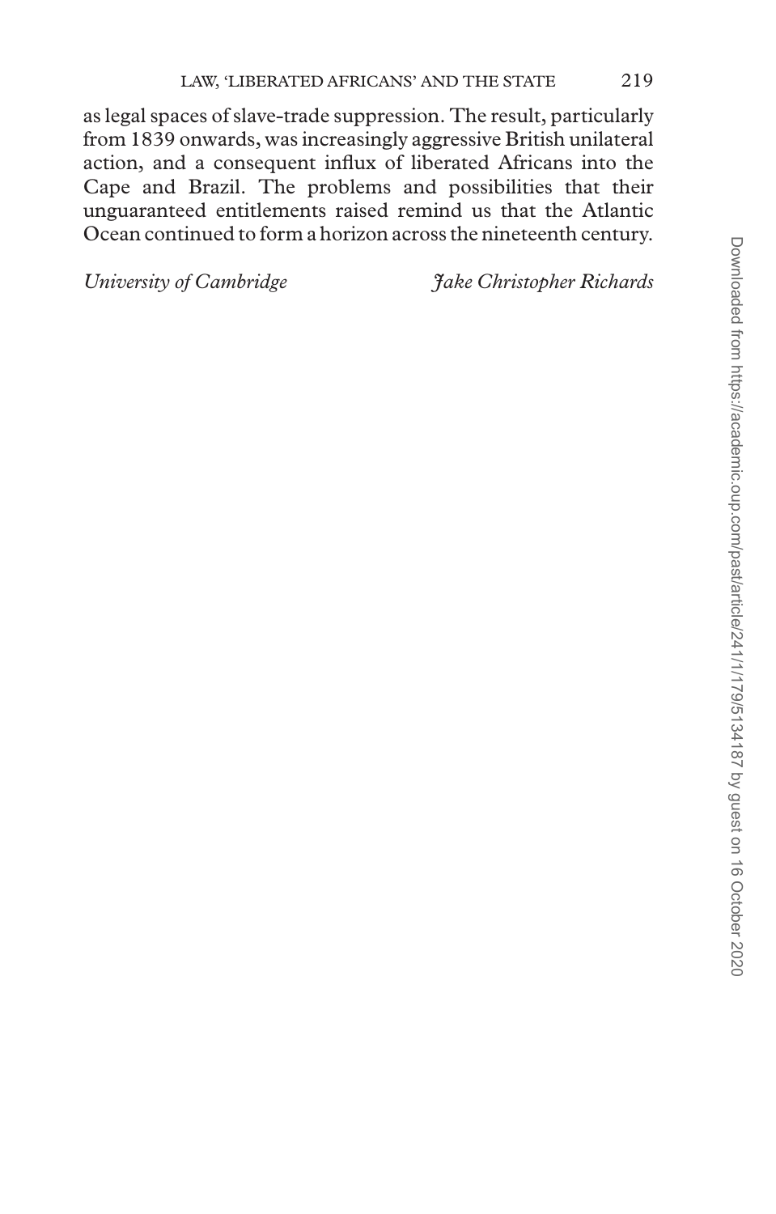as legal spaces of slave-trade suppression. The result, particularly from 1839 onwards, was increasingly aggressive British unilateral action, and a consequent influx of liberated Africans into the Cape and Brazil. The problems and possibilities that their unguaranteed entitlements raised remind us that the Atlantic Ocean continued to form a horizon across the nineteenth century.

*University of Cambridge* *Jake Christopher Richards*